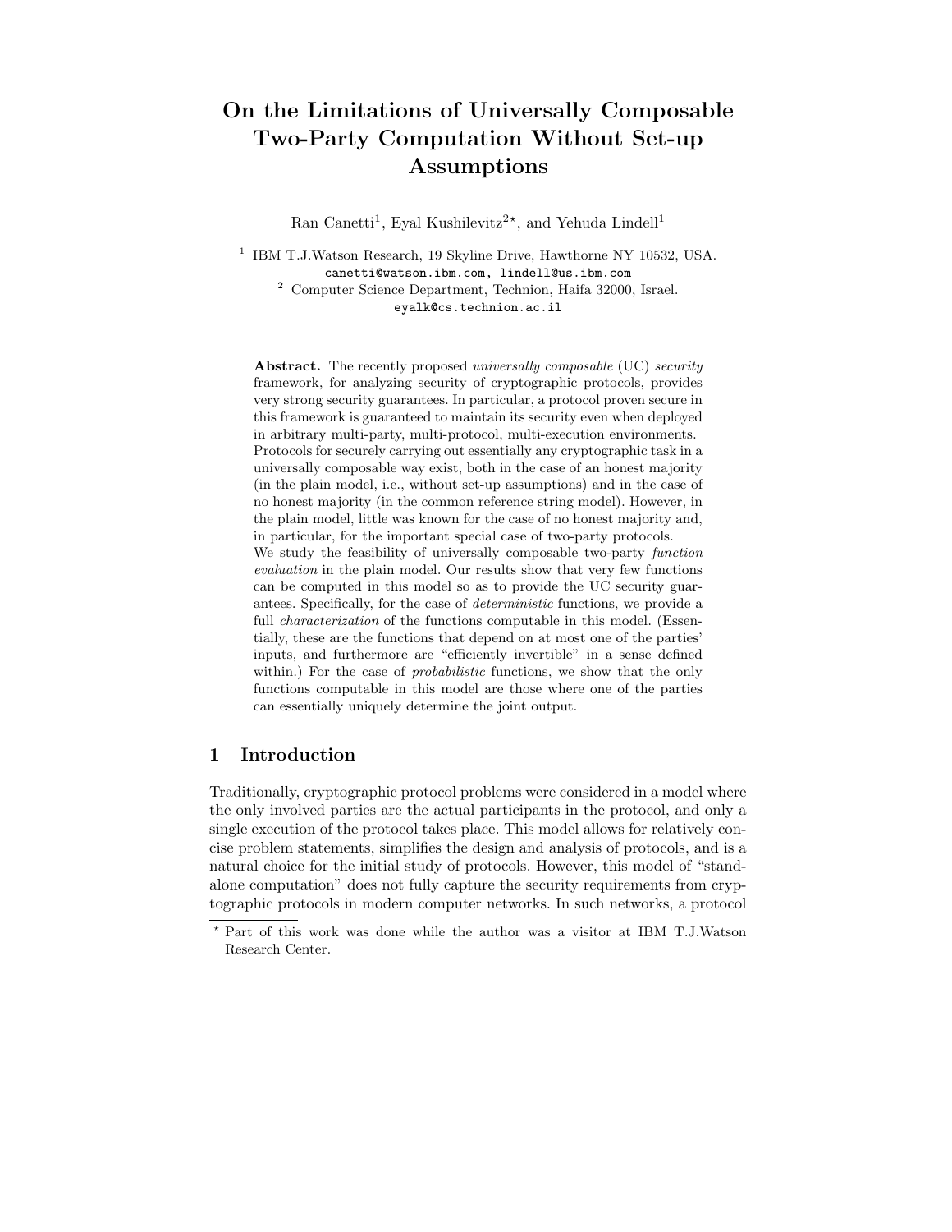# On the Limitations of Universally Composable Two-Party Computation Without Set-up Assumptions

Ran Canetti[1], Eyal Kushilevitz[2,⋆], and Yehuda Lindell[1]

[1] IBM T.J.Watson Research, 19 Skyline Drive, Hawthorne NY 10532, USA. canetti@watson.ibm.com, lindell@us.ibm.com

[2] Computer Science Department, Technion, Haifa 32000, Israel. eyalk@cs.technion.ac.il

**Abstract.** The recently proposed *universally composable* (UC) *security* framework, for analyzing security of cryptographic protocols, provides very strong security guarantees. In particular, a protocol proven secure in this framework is guaranteed to maintain its security even when deployed in arbitrary multi-party, multi-protocol, multi-execution environments. Protocols for securely carrying out essentially any cryptographic task in a universally composable way exist, both in the case of an honest majority (in the plain model, i.e., without set-up assumptions) and in the case of no honest majority (in the common reference string model). However, in the plain model, little was known for the case of no honest majority and, in particular, for the important special case of two-party protocols.

We study the feasibility of universally composable two-party *function evaluation* in the plain model. Our results show that very few functions can be computed in this model so as to provide the UC security guarantees. Specifically, for the case of *deterministic* functions, we provide a full *characterization* of the functions computable in this model. (Essentially, these are the functions that depend on at most one of the parties' inputs, and furthermore are "efficiently invertible" in a sense defined within.) For the case of *probabilistic* functions, we show that the only functions computable in this model are those where one of the parties can essentially uniquely determine the joint output.

## 1 Introduction

Traditionally, cryptographic protocol problems were considered in a model where the only involved parties are the actual participants in the protocol, and only a single execution of the protocol takes place. This model allows for relatively concise problem statements, simplifies the design and analysis of protocols, and is a natural choice for the initial study of protocols. However, this model of "stand-alone computation" does not fully capture the security requirements from cryptographic protocols in modern computer networks. In such networks, a protocol

⋆ Part of this work was done while the author was a visitor at IBM T.J.Watson Research Center.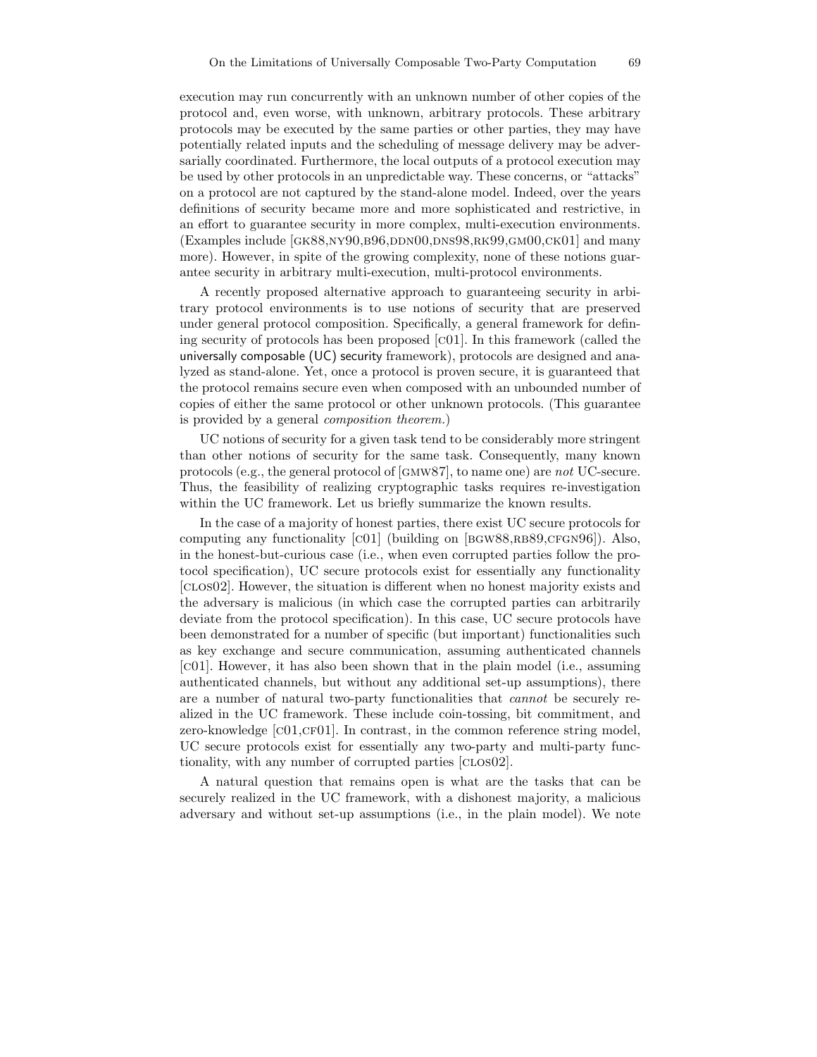execution may run concurrently with an unknown number of other copies of the protocol and, even worse, with unknown, arbitrary protocols. These arbitrary protocols may be executed by the same parties or other parties, they may have potentially related inputs and the scheduling of message delivery may be adversarially coordinated. Furthermore, the local outputs of a protocol execution may be used by other protocols in an unpredictable way. These concerns, or "attacks" on a protocol are not captured by the stand-alone model. Indeed, over the years definitions of security became more and more sophisticated and restrictive, in an effort to guarantee security in more complex, multi-execution environments. (Examples include [GK88,NY90,B96,DDN00,DNS98,RK99,GM00,CK01] and many more). However, in spite of the growing complexity, none of these notions guarantee security in arbitrary multi-execution, multi-protocol environments.

A recently proposed alternative approach to guaranteeing security in arbitrary protocol environments is to use notions of security that are preserved under general protocol composition. Specifically, a general framework for defining security of protocols has been proposed [C01]. In this framework (called the universally composable (UC) security framework), protocols are designed and analyzed as stand-alone. Yet, once a protocol is proven secure, it is guaranteed that the protocol remains secure even when composed with an unbounded number of copies of either the same protocol or other unknown protocols. (This guarantee is provided by a general *composition theorem.*)

UC notions of security for a given task tend to be considerably more stringent than other notions of security for the same task. Consequently, many known protocols (e.g., the general protocol of [GMW87], to name one) are *not* UC-secure. Thus, the feasibility of realizing cryptographic tasks requires re-investigation within the UC framework. Let us briefly summarize the known results.

In the case of a majority of honest parties, there exist UC secure protocols for computing any functionality [C01] (building on [BGW88,RB89,CFGN96]). Also, in the honest-but-curious case (i.e., when even corrupted parties follow the protocol specification), UC secure protocols exist for essentially any functionality [CLOS02]. However, the situation is different when no honest majority exists and the adversary is malicious (in which case the corrupted parties can arbitrarily deviate from the protocol specification). In this case, UC secure protocols have been demonstrated for a number of specific (but important) functionalities such as key exchange and secure communication, assuming authenticated channels [C01]. However, it has also been shown that in the plain model (i.e., assuming authenticated channels, but without any additional set-up assumptions), there are a number of natural two-party functionalities that *cannot* be securely realized in the UC framework. These include coin-tossing, bit commitment, and zero-knowledge [C01,CF01]. In contrast, in the common reference string model, UC secure protocols exist for essentially any two-party and multi-party functionality, with any number of corrupted parties [CLOS02].

A natural question that remains open is what are the tasks that can be securely realized in the UC framework, with a dishonest majority, a malicious adversary and without set-up assumptions (i.e., in the plain model). We note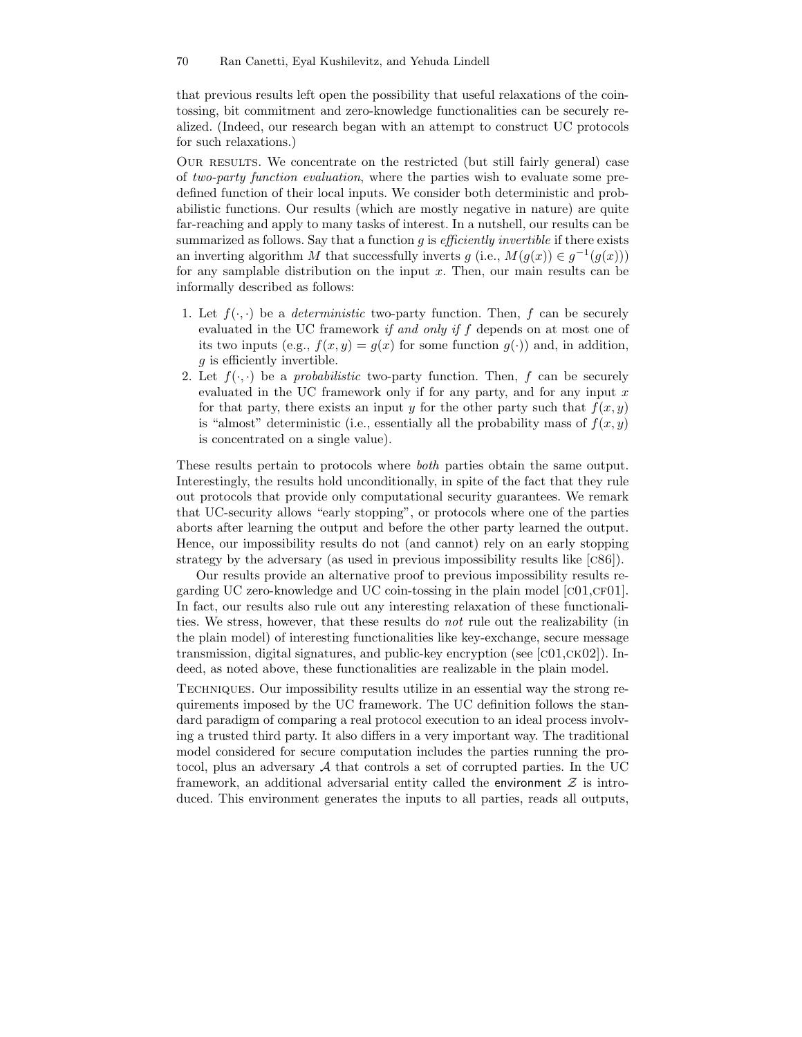that previous results left open the possibility that useful relaxations of the coin-tossing, bit commitment and zero-knowledge functionalities can be securely realized. (Indeed, our research began with an attempt to construct UC protocols for such relaxations.)

Our results. We concentrate on the restricted (but still fairly general) case of *two-party function evaluation*, where the parties wish to evaluate some predefined function of their local inputs. We consider both deterministic and probabilistic functions. Our results (which are mostly negative in nature) are quite far-reaching and apply to many tasks of interest. In a nutshell, our results can be summarized as follows. Say that a function $g$ is *efficiently invertible* if there exists an inverting algorithm $M$ that successfully inverts $g$ (i.e., $M(g(x)) \in g^{-1}(g(x))$) for any samplable distribution on the input $x$. Then, our main results can be informally described as follows:

1. Let $f(\cdot, \cdot)$ be a *deterministic* two-party function. Then, $f$ can be securely evaluated in the UC framework *if and only if* $f$ depends on at most one of its two inputs (e.g., $f(x, y) = g(x)$ for some function $g(\cdot)$) and, in addition, $g$ is efficiently invertible.
2. Let $f(\cdot, \cdot)$ be a *probabilistic* two-party function. Then, $f$ can be securely evaluated in the UC framework only if for any party, and for any input $x$ for that party, there exists an input $y$ for the other party such that $f(x, y)$ is "almost" deterministic (i.e., essentially all the probability mass of $f(x, y)$ is concentrated on a single value).

These results pertain to protocols where *both* parties obtain the same output. Interestingly, the results hold unconditionally, in spite of the fact that they rule out protocols that provide only computational security guarantees. We remark that UC-security allows "early stopping", or protocols where one of the parties aborts after learning the output and before the other party learned the output. Hence, our impossibility results do not (and cannot) rely on an early stopping strategy by the adversary (as used in previous impossibility results like [c86]).

Our results provide an alternative proof to previous impossibility results regarding UC zero-knowledge and UC coin-tossing in the plain model [c01,cf01]. In fact, our results also rule out any interesting relaxation of these functionalities. We stress, however, that these results do *not* rule out the realizability (in the plain model) of interesting functionalities like key-exchange, secure message transmission, digital signatures, and public-key encryption (see [c01,ck02]). Indeed, as noted above, these functionalities are realizable in the plain model.

Techniques. Our impossibility results utilize in an essential way the strong requirements imposed by the UC framework. The UC definition follows the standard paradigm of comparing a real protocol execution to an ideal process involving a trusted third party. It also differs in a very important way. The traditional model considered for secure computation includes the parties running the protocol, plus an adversary $\mathcal{A}$ that controls a set of corrupted parties. In the UC framework, an additional adversarial entity called the environment $\mathcal{Z}$ is introduced. This environment generates the inputs to all parties, reads all outputs,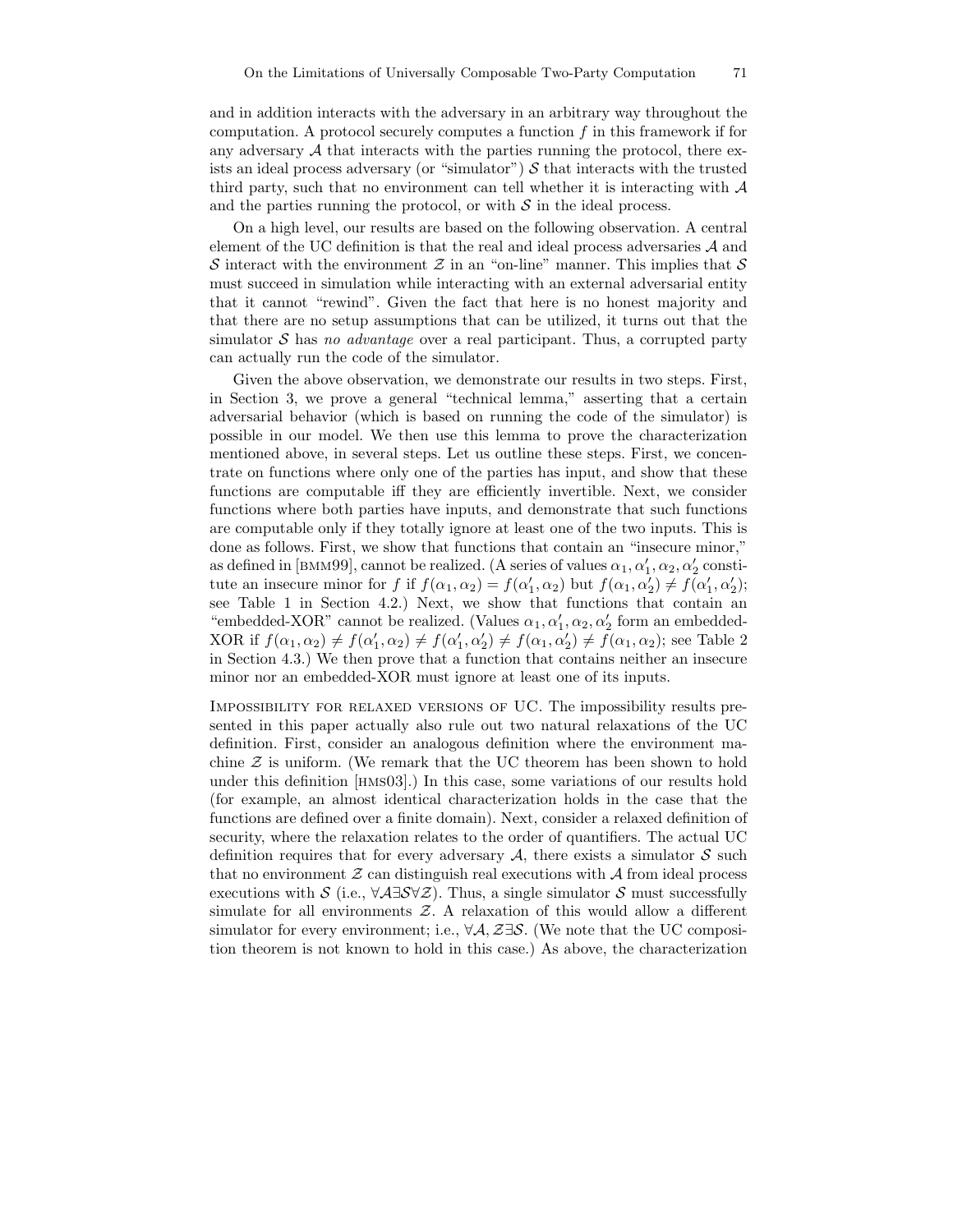and in addition interacts with the adversary in an arbitrary way throughout the computation. A protocol securely computes a function $f$ in this framework if for any adversary $\mathcal{A}$ that interacts with the parties running the protocol, there exists an ideal process adversary (or "simulator") $\mathcal{S}$ that interacts with the trusted third party, such that no environment can tell whether it is interacting with $\mathcal{A}$ and the parties running the protocol, or with $\mathcal{S}$ in the ideal process.

On a high level, our results are based on the following observation. A central element of the UC definition is that the real and ideal process adversaries $\mathcal{A}$ and $\mathcal{S}$ interact with the environment $\mathcal{Z}$ in an "on-line" manner. This implies that $\mathcal{S}$ must succeed in simulation while interacting with an external adversarial entity that it cannot "rewind". Given the fact that here is no honest majority and that there are no setup assumptions that can be utilized, it turns out that the simulator $\mathcal{S}$ has *no advantage* over a real participant. Thus, a corrupted party can actually run the code of the simulator.

Given the above observation, we demonstrate our results in two steps. First, in Section 3, we prove a general "technical lemma," asserting that a certain adversarial behavior (which is based on running the code of the simulator) is possible in our model. We then use this lemma to prove the characterization mentioned above, in several steps. Let us outline these steps. First, we concentrate on functions where only one of the parties has input, and show that these functions are computable iff they are efficiently invertible. Next, we consider functions where both parties have inputs, and demonstrate that such functions are computable only if they totally ignore at least one of the two inputs. This is done as follows. First, we show that functions that contain an "insecure minor," as defined in [BMM99], cannot be realized. (A series of values $\alpha_1, \alpha_1', \alpha_2, \alpha_2'$ constitute an insecure minor for $f$ if $f(\alpha_1, \alpha_2) = f(\alpha_1', \alpha_2)$ but $f(\alpha_1, \alpha_2') \neq f(\alpha_1', \alpha_2')$; see Table 1 in Section 4.2.) Next, we show that functions that contain an "embedded-XOR" cannot be realized. (Values $\alpha_1, \alpha_1', \alpha_2, \alpha_2'$ form an embedded-XOR if $f(\alpha_1, \alpha_2) \neq f(\alpha_1', \alpha_2) \neq f(\alpha_1', \alpha_2') \neq f(\alpha_1, \alpha_2') \neq f(\alpha_1, \alpha_2)$; see Table 2 in Section 4.3.) We then prove that a function that contains neither an insecure minor nor an embedded-XOR must ignore at least one of its inputs.

**Impossibility for relaxed versions of UC.** The impossibility results presented in this paper actually also rule out two natural relaxations of the UC definition. First, consider an analogous definition where the environment machine $\mathcal{Z}$ is uniform. (We remark that the UC theorem has been shown to hold under this definition [HMS03].) In this case, some variations of our results hold (for example, an almost identical characterization holds in the case that the functions are defined over a finite domain). Next, consider a relaxed definition of security, where the relaxation relates to the order of quantifiers. The actual UC definition requires that for every adversary $\mathcal{A}$, there exists a simulator $\mathcal{S}$ such that no environment $\mathcal{Z}$ can distinguish real executions with $\mathcal{A}$ from ideal process executions with $\mathcal{S}$ (i.e., $\forall\mathcal{A}\exists\mathcal{S}\forall\mathcal{Z}$). Thus, a single simulator $\mathcal{S}$ must successfully simulate for all environments $\mathcal{Z}$. A relaxation of this would allow a different simulator for every environment; i.e., $\forall\mathcal{A}, \mathcal{Z}\exists\mathcal{S}$. (We note that the UC composition theorem is not known to hold in this case.) As above, the characterization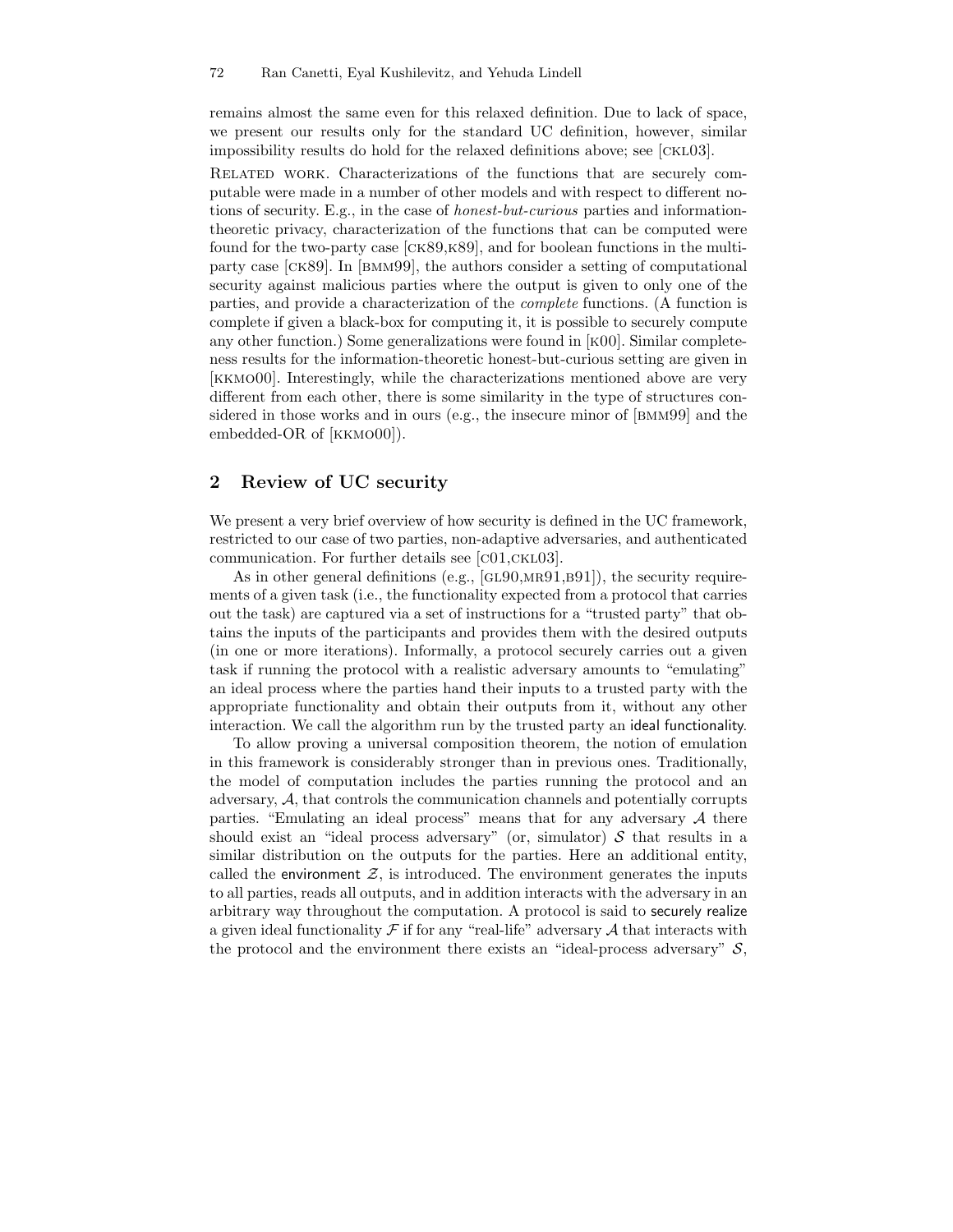remains almost the same even for this relaxed definition. Due to lack of space, we present our results only for the standard UC definition, however, similar impossibility results do hold for the relaxed definitions above; see [CKL03].

RELATED WORK. Characterizations of the functions that are securely computable were made in a number of other models and with respect to different notions of security. E.g., in the case of *honest-but-curious* parties and information-theoretic privacy, characterization of the functions that can be computed were found for the two-party case [CK89,K89], and for boolean functions in the multi-party case [CK89]. In [BMM99], the authors consider a setting of computational security against malicious parties where the output is given to only one of the parties, and provide a characterization of the *complete* functions. (A function is complete if given a black-box for computing it, it is possible to securely compute any other function.) Some generalizations were found in [K00]. Similar completeness results for the information-theoretic honest-but-curious setting are given in [KKMO00]. Interestingly, while the characterizations mentioned above are very different from each other, there is some similarity in the type of structures considered in those works and in ours (e.g., the insecure minor of [BMM99] and the embedded-OR of [KKMO00]).

## 2 Review of UC security

We present a very brief overview of how security is defined in the UC framework, restricted to our case of two parties, non-adaptive adversaries, and authenticated communication. For further details see [C01,CKL03].

As in other general definitions (e.g., [GL90,MR91,B91]), the security requirements of a given task (i.e., the functionality expected from a protocol that carries out the task) are captured via a set of instructions for a "trusted party" that obtains the inputs of the participants and provides them with the desired outputs (in one or more iterations). Informally, a protocol securely carries out a given task if running the protocol with a realistic adversary amounts to "emulating" an ideal process where the parties hand their inputs to a trusted party with the appropriate functionality and obtain their outputs from it, without any other interaction. We call the algorithm run by the trusted party an ideal functionality.

To allow proving a universal composition theorem, the notion of emulation in this framework is considerably stronger than in previous ones. Traditionally, the model of computation includes the parties running the protocol and an adversary, $\mathcal{A}$, that controls the communication channels and potentially corrupts parties. "Emulating an ideal process" means that for any adversary $\mathcal{A}$ there should exist an "ideal process adversary" (or, simulator) $\mathcal{S}$ that results in a similar distribution on the outputs for the parties. Here an additional entity, called the environment $\mathcal{Z}$, is introduced. The environment generates the inputs to all parties, reads all outputs, and in addition interacts with the adversary in an arbitrary way throughout the computation. A protocol is said to securely realize a given ideal functionality $\mathcal{F}$ if for any "real-life" adversary $\mathcal{A}$ that interacts with the protocol and the environment there exists an "ideal-process adversary" $\mathcal{S}$,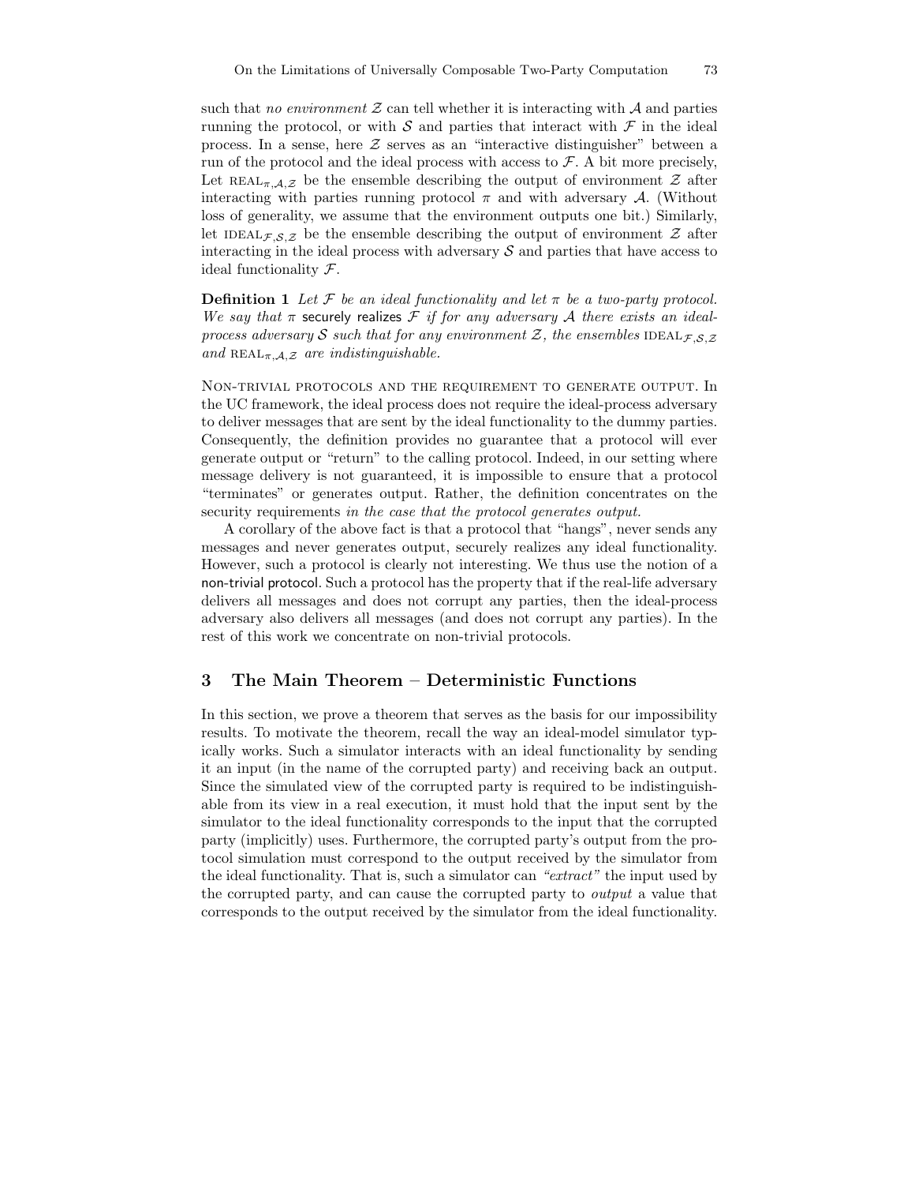such that *no environment* $\mathcal{Z}$ can tell whether it is interacting with $\mathcal{A}$ and parties running the protocol, or with $\mathcal{S}$ and parties that interact with $\mathcal{F}$ in the ideal process. In a sense, here $\mathcal{Z}$ serves as an "interactive distinguisher" between a run of the protocol and the ideal process with access to $\mathcal{F}$. A bit more precisely, Let $\text{REAL}_{\pi,\mathcal{A},\mathcal{Z}}$ be the ensemble describing the output of environment $\mathcal{Z}$ after interacting with parties running protocol $\pi$ and with adversary $\mathcal{A}$. (Without loss of generality, we assume that the environment outputs one bit.) Similarly, let $\text{IDEAL}_{\mathcal{F},\mathcal{S},\mathcal{Z}}$ be the ensemble describing the output of environment $\mathcal{Z}$ after interacting in the ideal process with adversary $\mathcal{S}$ and parties that have access to ideal functionality $\mathcal{F}$.

**Definition 1** *Let $\mathcal{F}$ be an ideal functionality and let $\pi$ be a two-party protocol. We say that $\pi$* securely realizes *$\mathcal{F}$ if for any adversary $\mathcal{A}$ there exists an ideal-process adversary $\mathcal{S}$ such that for any environment $\mathcal{Z}$, the ensembles $\text{IDEAL}_{\mathcal{F},\mathcal{S},\mathcal{Z}}$ and $\text{REAL}_{\pi,\mathcal{A},\mathcal{Z}}$ are indistinguishable.*

Non-trivial protocols and the requirement to generate output. In the UC framework, the ideal process does not require the ideal-process adversary to deliver messages that are sent by the ideal functionality to the dummy parties. Consequently, the definition provides no guarantee that a protocol will ever generate output or "return" to the calling protocol. Indeed, in our setting where message delivery is not guaranteed, it is impossible to ensure that a protocol "terminates" or generates output. Rather, the definition concentrates on the security requirements *in the case that the protocol generates output.*

A corollary of the above fact is that a protocol that "hangs", never sends any messages and never generates output, securely realizes any ideal functionality. However, such a protocol is clearly not interesting. We thus use the notion of a non-trivial protocol. Such a protocol has the property that if the real-life adversary delivers all messages and does not corrupt any parties, then the ideal-process adversary also delivers all messages (and does not corrupt any parties). In the rest of this work we concentrate on non-trivial protocols.

## 3 The Main Theorem – Deterministic Functions

In this section, we prove a theorem that serves as the basis for our impossibility results. To motivate the theorem, recall the way an ideal-model simulator typically works. Such a simulator interacts with an ideal functionality by sending it an input (in the name of the corrupted party) and receiving back an output. Since the simulated view of the corrupted party is required to be indistinguishable from its view in a real execution, it must hold that the input sent by the simulator to the ideal functionality corresponds to the input that the corrupted party (implicitly) uses. Furthermore, the corrupted party's output from the protocol simulation must correspond to the output received by the simulator from the ideal functionality. That is, such a simulator can *"extract"* the input used by the corrupted party, and can cause the corrupted party to *output* a value that corresponds to the output received by the simulator from the ideal functionality.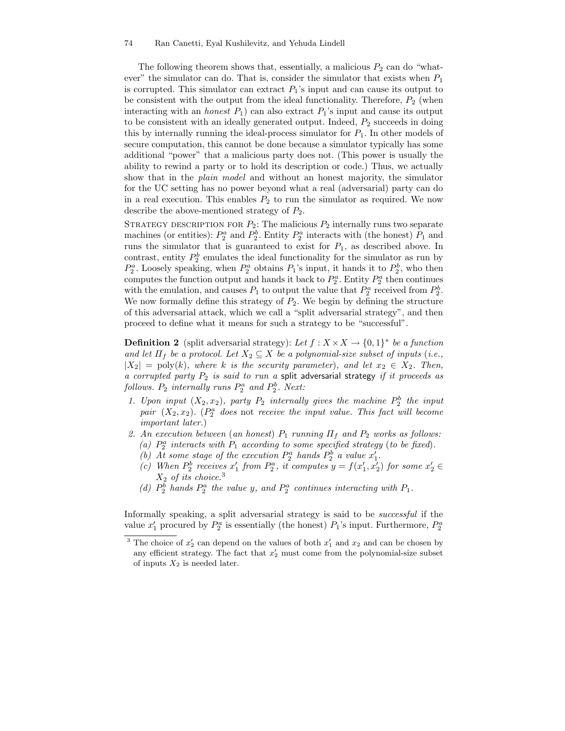The following theorem shows that, essentially, a malicious $P_2$ can do "whatever" the simulator can do. That is, consider the simulator that exists when $P_1$ is corrupted. This simulator can extract $P_1$'s input and can cause its output to be consistent with the output from the ideal functionality. Therefore, $P_2$ (when interacting with an *honest* $P_1$) can also extract $P_1$'s input and cause its output to be consistent with an ideally generated output. Indeed, $P_2$ succeeds in doing this by internally running the ideal-process simulator for $P_1$. In other models of secure computation, this cannot be done because a simulator typically has some additional "power" that a malicious party does not. (This power is usually the ability to rewind a party or to hold its description or code.) Thus, we actually show that in the *plain model* and without an honest majority, the simulator for the UC setting has no power beyond what a real (adversarial) party can do in a real execution. This enables $P_2$ to run the simulator as required. We now describe the above-mentioned strategy of $P_2$.

STRATEGY DESCRIPTION FOR $P_2$: The malicious $P_2$ internally runs two separate machines (or entities): $P_2^a$ and $P_2^b$. Entity $P_2^a$ interacts with (the honest) $P_1$ and runs the simulator that is guaranteed to exist for $P_1$, as described above. In contrast, entity $P_2^b$ emulates the ideal functionality for the simulator as run by $P_2^a$. Loosely speaking, when $P_2^a$ obtains $P_1$'s input, it hands it to $P_2^b$, who then computes the function output and hands it back to $P_2^a$. Entity $P_2^a$ then continues with the emulation, and causes $P_1$ to output the value that $P_2^a$ received from $P_2^b$. We now formally define this strategy of $P_2$. We begin by defining the structure of this adversarial attack, which we call a "split adversarial strategy", and then proceed to define what it means for such a strategy to be "successful".

**Definition 2** (split adversarial strategy): *Let $f : X \times X \to \{0,1\}^*$ be a function and let $\Pi_f$ be a protocol. Let $X_2 \subseteq X$ be a polynomial-size subset of inputs (i.e., $|X_2| = \text{poly}(k)$, where $k$ is the security parameter), and let $x_2 \in X_2$. Then, a corrupted party $P_2$ is said to run a* split adversarial strategy *if it proceeds as follows. $P_2$ internally runs $P_2^a$ and $P_2^b$. Next:*

1. *Upon input $(X_2, x_2)$, party $P_2$ internally gives the machine $P_2^b$ the input pair $(X_2, x_2)$. ($P_2^a$ does* not *receive the input value. This fact will become important later.)*
2. *An execution between (an honest) $P_1$ running $\Pi_f$ and $P_2$ works as follows:*
   (a) *$P_2^a$ interacts with $P_1$ according to some specified strategy (to be fixed).*
   (b) *At some stage of the execution $P_2^a$ hands $P_2^b$ a value $x_1'$.*
   (c) *When $P_2^b$ receives $x_1'$ from $P_2^a$, it computes $y = f(x_1', x_2')$ for some $x_2' \in X_2$ of its choice.*[3]
   (d) *$P_2^b$ hands $P_2^a$ the value $y$, and $P_2^a$ continues interacting with $P_1$.*

Informally speaking, a split adversarial strategy is said to be *successful* if the value $x_1'$ procured by $P_2^a$ is essentially (the honest) $P_1$'s input. Furthermore, $P_2^a$

[3] The choice of $x_2'$ can depend on the values of both $x_1'$ and $x_2$ and can be chosen by any efficient strategy. The fact that $x_2'$ must come from the polynomial-size subset of inputs $X_2$ is needed later.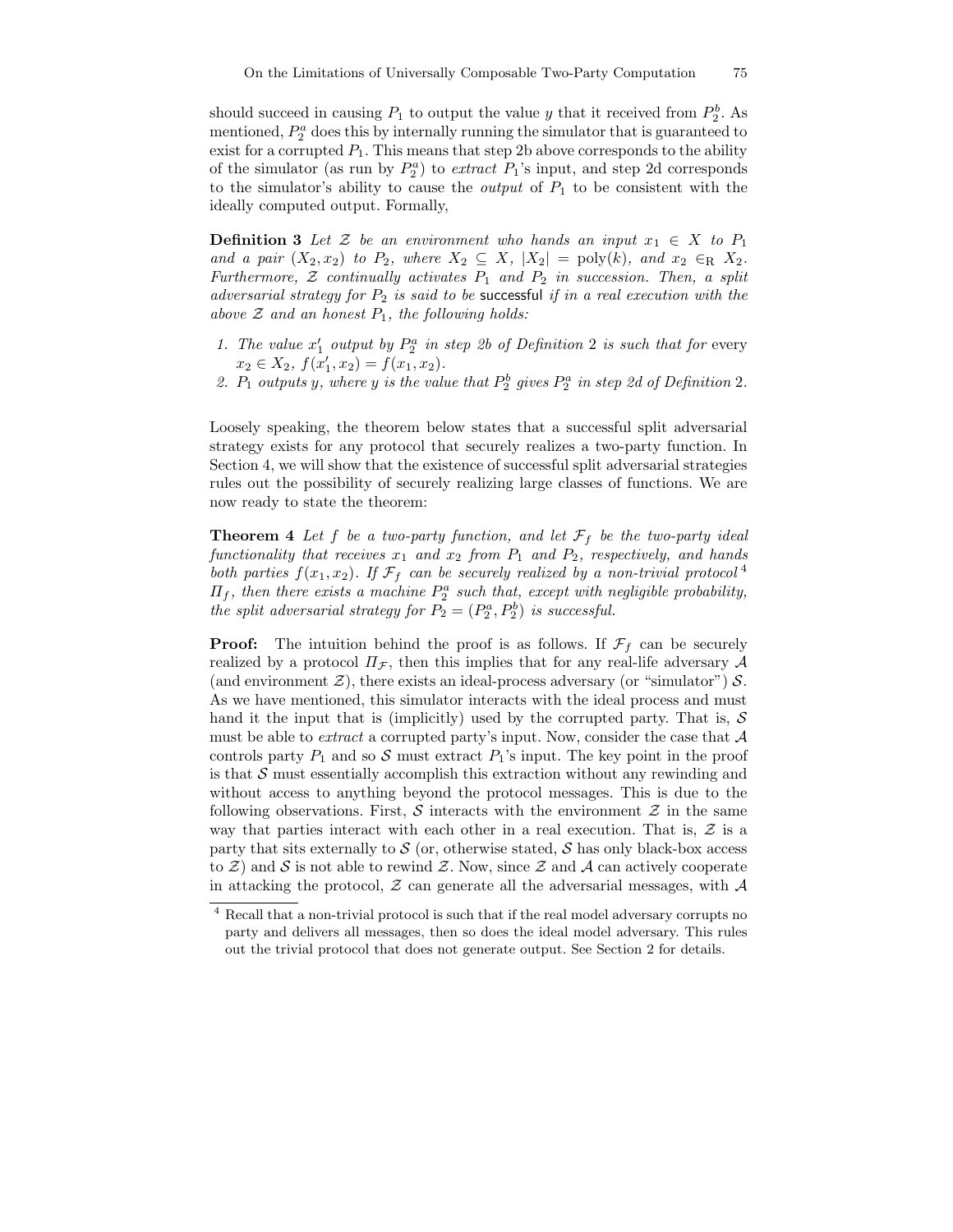should succeed in causing $P_1$ to output the value $y$ that it received from $P_2^b$. As mentioned, $P_2^a$ does this by internally running the simulator that is guaranteed to exist for a corrupted $P_1$. This means that step 2b above corresponds to the ability of the simulator (as run by $P_2^a$) to *extract* $P_1$'s input, and step 2d corresponds to the simulator's ability to cause the *output* of $P_1$ to be consistent with the ideally computed output. Formally,

**Definition 3** *Let $\mathcal{Z}$ be an environment who hands an input $x_1 \in X$ to $P_1$ and a pair $(X_2, x_2)$ to $P_2$, where $X_2 \subseteq X$, $|X_2| = \text{poly}(k)$, and $x_2 \in_R X_2$. Furthermore, $\mathcal{Z}$ continually activates $P_1$ and $P_2$ in succession. Then, a split adversarial strategy for $P_2$ is said to be* successful *if in a real execution with the above $\mathcal{Z}$ and an honest $P_1$, the following holds:*

1. *The value $x_1'$ output by $P_2^a$ in step 2b of Definition 2 is such that for* every *$x_2 \in X_2$, $f(x_1', x_2) = f(x_1, x_2)$.*
2. *$P_1$ outputs $y$, where $y$ is the value that $P_2^b$ gives $P_2^a$ in step 2d of Definition 2.*

Loosely speaking, the theorem below states that a successful split adversarial strategy exists for any protocol that securely realizes a two-party function. In Section 4, we will show that the existence of successful split adversarial strategies rules out the possibility of securely realizing large classes of functions. We are now ready to state the theorem:

**Theorem 4** *Let $f$ be a two-party function, and let $\mathcal{F}_f$ be the two-party ideal functionality that receives $x_1$ and $x_2$ from $P_1$ and $P_2$, respectively, and hands both parties $f(x_1, x_2)$. If $\mathcal{F}_f$ can be securely realized by a non-trivial protocol*[4] *$\Pi_f$, then there exists a machine $P_2^a$ such that, except with negligible probability, the split adversarial strategy for $P_2 = (P_2^a, P_2^b)$ is successful.*

**Proof:** The intuition behind the proof is as follows. If $\mathcal{F}_f$ can be securely realized by a protocol $\Pi_{\mathcal{F}}$, then this implies that for any real-life adversary $\mathcal{A}$ (and environment $\mathcal{Z}$), there exists an ideal-process adversary (or "simulator") $\mathcal{S}$. As we have mentioned, this simulator interacts with the ideal process and must hand it the input that is (implicitly) used by the corrupted party. That is, $\mathcal{S}$ must be able to *extract* a corrupted party's input. Now, consider the case that $\mathcal{A}$ controls party $P_1$ and so $\mathcal{S}$ must extract $P_1$'s input. The key point in the proof is that $\mathcal{S}$ must essentially accomplish this extraction without any rewinding and without access to anything beyond the protocol messages. This is due to the following observations. First, $\mathcal{S}$ interacts with the environment $\mathcal{Z}$ in the same way that parties interact with each other in a real execution. That is, $\mathcal{Z}$ is a party that sits externally to $\mathcal{S}$ (or, otherwise stated, $\mathcal{S}$ has only black-box access to $\mathcal{Z}$) and $\mathcal{S}$ is not able to rewind $\mathcal{Z}$. Now, since $\mathcal{Z}$ and $\mathcal{A}$ can actively cooperate in attacking the protocol, $\mathcal{Z}$ can generate all the adversarial messages, with $\mathcal{A}$

[4] Recall that a non-trivial protocol is such that if the real model adversary corrupts no party and delivers all messages, then so does the ideal model adversary. This rules out the trivial protocol that does not generate output. See Section 2 for details.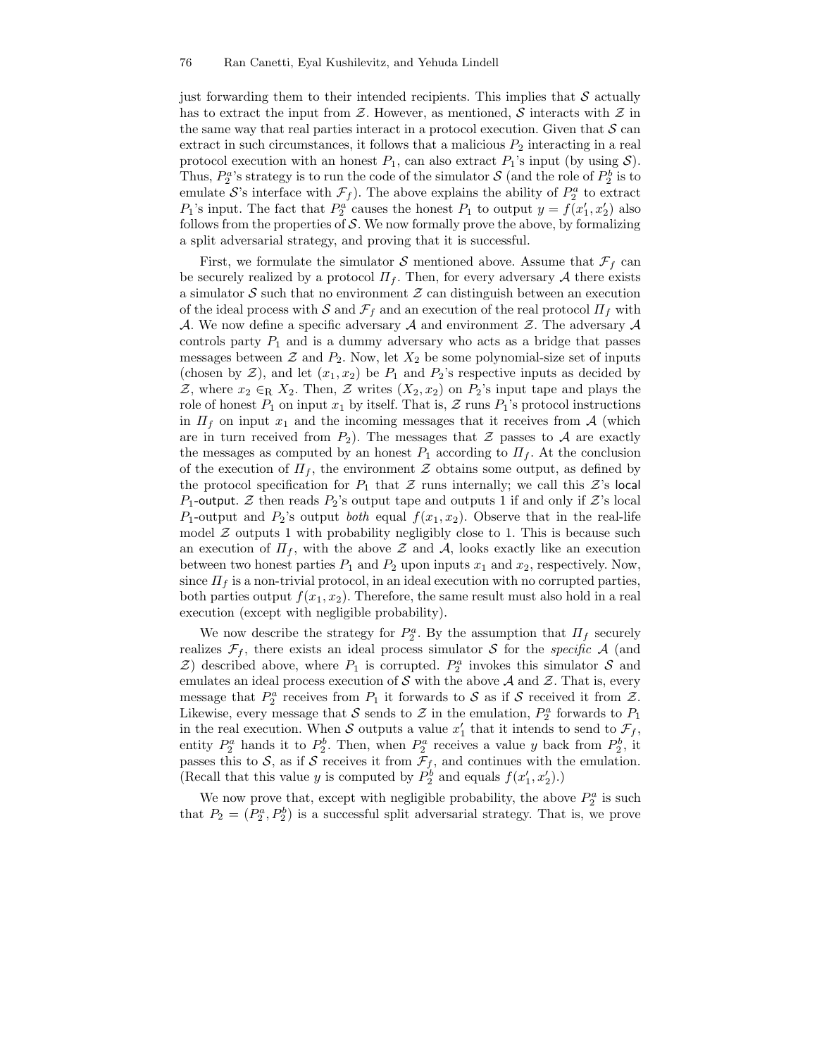just forwarding them to their intended recipients. This implies that $\mathcal{S}$ actually has to extract the input from $\mathcal{Z}$. However, as mentioned, $\mathcal{S}$ interacts with $\mathcal{Z}$ in the same way that real parties interact in a protocol execution. Given that $\mathcal{S}$ can extract in such circumstances, it follows that a malicious $P_2$ interacting in a real protocol execution with an honest $P_1$, can also extract $P_1$'s input (by using $\mathcal{S}$). Thus, $P_2^a$'s strategy is to run the code of the simulator $\mathcal{S}$ (and the role of $P_2^b$ is to emulate $\mathcal{S}$'s interface with $\mathcal{F}_f$). The above explains the ability of $P_2^a$ to extract $P_1$'s input. The fact that $P_2^a$ causes the honest $P_1$ to output $y = f(x_1', x_2')$ also follows from the properties of $\mathcal{S}$. We now formally prove the above, by formalizing a split adversarial strategy, and proving that it is successful.

First, we formulate the simulator $\mathcal{S}$ mentioned above. Assume that $\mathcal{F}_f$ can be securely realized by a protocol $\Pi_f$. Then, for every adversary $\mathcal{A}$ there exists a simulator $\mathcal{S}$ such that no environment $\mathcal{Z}$ can distinguish between an execution of the ideal process with $\mathcal{S}$ and $\mathcal{F}_f$ and an execution of the real protocol $\Pi_f$ with $\mathcal{A}$. We now define a specific adversary $\mathcal{A}$ and environment $\mathcal{Z}$. The adversary $\mathcal{A}$ controls party $P_1$ and is a dummy adversary who acts as a bridge that passes messages between $\mathcal{Z}$ and $P_2$. Now, let $X_2$ be some polynomial-size set of inputs (chosen by $\mathcal{Z}$), and let $(x_1, x_2)$ be $P_1$ and $P_2$'s respective inputs as decided by $\mathcal{Z}$, where $x_2 \in_{\mathrm{R}} X_2$. Then, $\mathcal{Z}$ writes $(X_2, x_2)$ on $P_2$'s input tape and plays the role of honest $P_1$ on input $x_1$ by itself. That is, $\mathcal{Z}$ runs $P_1$'s protocol instructions in $\Pi_f$ on input $x_1$ and the incoming messages that it receives from $\mathcal{A}$ (which are in turn received from $P_2$). The messages that $\mathcal{Z}$ passes to $\mathcal{A}$ are exactly the messages as computed by an honest $P_1$ according to $\Pi_f$. At the conclusion of the execution of $\Pi_f$, the environment $\mathcal{Z}$ obtains some output, as defined by the protocol specification for $P_1$ that $\mathcal{Z}$ runs internally; we call this $\mathcal{Z}$'s local $P_1$-output. $\mathcal{Z}$ then reads $P_2$'s output tape and outputs 1 if and only if $\mathcal{Z}$'s local $P_1$-output and $P_2$'s output *both* equal $f(x_1, x_2)$. Observe that in the real-life model $\mathcal{Z}$ outputs 1 with probability negligibly close to 1. This is because such an execution of $\Pi_f$, with the above $\mathcal{Z}$ and $\mathcal{A}$, looks exactly like an execution between two honest parties $P_1$ and $P_2$ upon inputs $x_1$ and $x_2$, respectively. Now, since $\Pi_f$ is a non-trivial protocol, in an ideal execution with no corrupted parties, both parties output $f(x_1, x_2)$. Therefore, the same result must also hold in a real execution (except with negligible probability).

We now describe the strategy for $P_2^a$. By the assumption that $\Pi_f$ securely realizes $\mathcal{F}_f$, there exists an ideal process simulator $\mathcal{S}$ for the *specific* $\mathcal{A}$ (and $\mathcal{Z}$) described above, where $P_1$ is corrupted. $P_2^a$ invokes this simulator $\mathcal{S}$ and emulates an ideal process execution of $\mathcal{S}$ with the above $\mathcal{A}$ and $\mathcal{Z}$. That is, every message that $P_2^a$ receives from $P_1$ it forwards to $\mathcal{S}$ as if $\mathcal{S}$ received it from $\mathcal{Z}$. Likewise, every message that $\mathcal{S}$ sends to $\mathcal{Z}$ in the emulation, $P_2^a$ forwards to $P_1$ in the real execution. When $\mathcal{S}$ outputs a value $x_1'$ that it intends to send to $\mathcal{F}_f$, entity $P_2^a$ hands it to $P_2^b$. Then, when $P_2^a$ receives a value $y$ back from $P_2^b$, it passes this to $\mathcal{S}$, as if $\mathcal{S}$ receives it from $\mathcal{F}_f$, and continues with the emulation. (Recall that this value $y$ is computed by $P_2^b$ and equals $f(x_1', x_2')$.)

We now prove that, except with negligible probability, the above $P_2^a$ is such that $P_2 = (P_2^a, P_2^b)$ is a successful split adversarial strategy. That is, we prove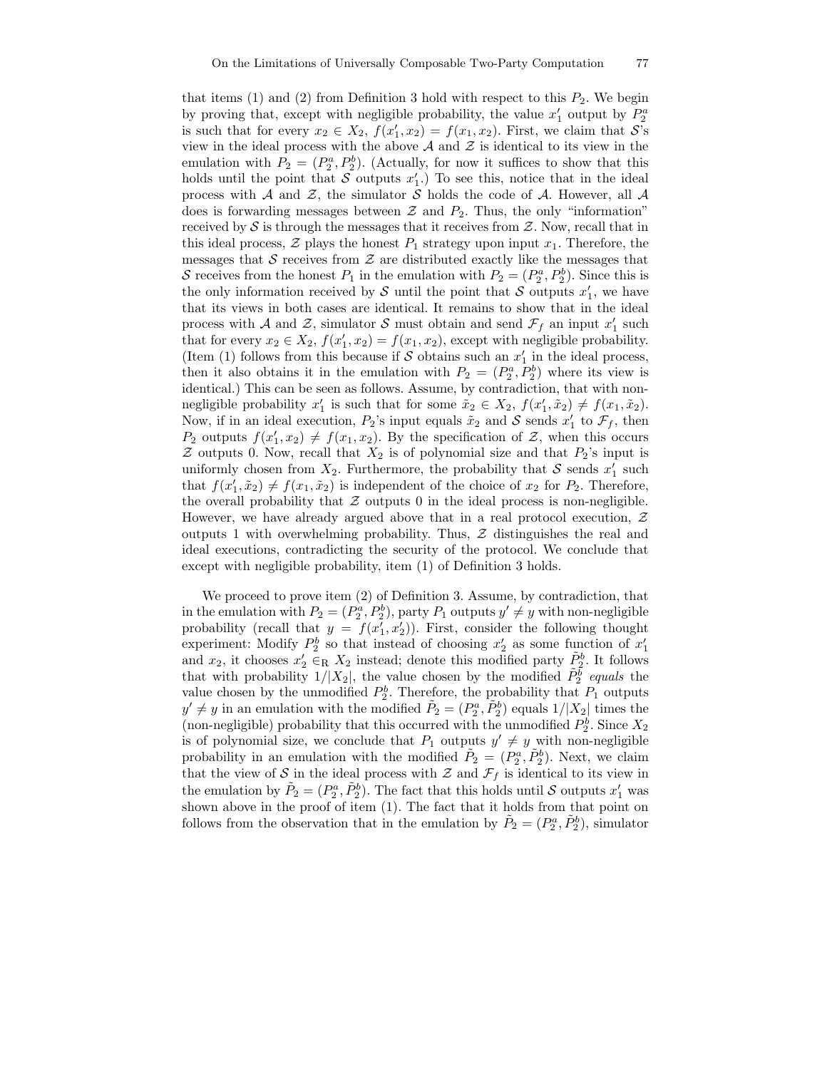that items (1) and (2) from Definition 3 hold with respect to this $P_2$. We begin by proving that, except with negligible probability, the value $x_1'$ output by $P_2^a$ is such that for every $x_2 \in X_2$, $f(x_1', x_2) = f(x_1, x_2)$. First, we claim that $\mathcal{S}$'s view in the ideal process with the above $\mathcal{A}$ and $\mathcal{Z}$ is identical to its view in the emulation with $P_2 = (P_2^a, P_2^b)$. (Actually, for now it suffices to show that this holds until the point that $\mathcal{S}$ outputs $x_1'$.) To see this, notice that in the ideal process with $\mathcal{A}$ and $\mathcal{Z}$, the simulator $\mathcal{S}$ holds the code of $\mathcal{A}$. However, all $\mathcal{A}$ does is forwarding messages between $\mathcal{Z}$ and $P_2$. Thus, the only "information" received by $\mathcal{S}$ is through the messages that it receives from $\mathcal{Z}$. Now, recall that in this ideal process, $\mathcal{Z}$ plays the honest $P_1$ strategy upon input $x_1$. Therefore, the messages that $\mathcal{S}$ receives from $\mathcal{Z}$ are distributed exactly like the messages that $\mathcal{S}$ receives from the honest $P_1$ in the emulation with $P_2 = (P_2^a, P_2^b)$. Since this is the only information received by $\mathcal{S}$ until the point that $\mathcal{S}$ outputs $x_1'$, we have that its views in both cases are identical. It remains to show that in the ideal process with $\mathcal{A}$ and $\mathcal{Z}$, simulator $\mathcal{S}$ must obtain and send $\mathcal{F}_f$ an input $x_1'$ such that for every $x_2 \in X_2$, $f(x_1', x_2) = f(x_1, x_2)$, except with negligible probability. (Item (1) follows from this because if $\mathcal{S}$ obtains such an $x_1'$ in the ideal process, then it also obtains it in the emulation with $P_2 = (P_2^a, P_2^b)$ where its view is identical.) This can be seen as follows. Assume, by contradiction, that with non-negligible probability $x_1'$ is such that for some $\tilde{x}_2 \in X_2$, $f(x_1', \tilde{x}_2) \neq f(x_1, \tilde{x}_2)$. Now, if in an ideal execution, $P_2$'s input equals $\tilde{x}_2$ and $\mathcal{S}$ sends $x_1'$ to $\mathcal{F}_f$, then $P_2$ outputs $f(x_1', x_2) \neq f(x_1, x_2)$. By the specification of $\mathcal{Z}$, when this occurs $\mathcal{Z}$ outputs 0. Now, recall that $X_2$ is of polynomial size and that $P_2$'s input is uniformly chosen from $X_2$. Furthermore, the probability that $\mathcal{S}$ sends $x_1'$ such that $f(x_1', \tilde{x}_2) \neq f(x_1, \tilde{x}_2)$ is independent of the choice of $x_2$ for $P_2$. Therefore, the overall probability that $\mathcal{Z}$ outputs 0 in the ideal process is non-negligible. However, we have already argued above that in a real protocol execution, $\mathcal{Z}$ outputs 1 with overwhelming probability. Thus, $\mathcal{Z}$ distinguishes the real and ideal executions, contradicting the security of the protocol. We conclude that except with negligible probability, item (1) of Definition 3 holds.

We proceed to prove item (2) of Definition 3. Assume, by contradiction, that in the emulation with $P_2 = (P_2^a, P_2^b)$, party $P_1$ outputs $y' \neq y$ with non-negligible probability (recall that $y = f(x_1', x_2')$). First, consider the following thought experiment: Modify $P_2^b$ so that instead of choosing $x_2'$ as some function of $x_1'$ and $x_2$, it chooses $x_2' \in_{\mathrm{R}} X_2$ instead; denote this modified party $\tilde{P}_2^b$. It follows that with probability $1/|X_2|$, the value chosen by the modified $\tilde{P}_2^b$ *equals* the value chosen by the unmodified $P_2^b$. Therefore, the probability that $P_1$ outputs $y' \neq y$ in an emulation with the modified $\tilde{P}_2 = (P_2^a, \tilde{P}_2^b)$ equals $1/|X_2|$ times the (non-negligible) probability that this occurred with the unmodified $P_2^b$. Since $X_2$ is of polynomial size, we conclude that $P_1$ outputs $y' \neq y$ with non-negligible probability in an emulation with the modified $\tilde{P}_2 = (P_2^a, \tilde{P}_2^b)$. Next, we claim that the view of $\mathcal{S}$ in the ideal process with $\mathcal{Z}$ and $\mathcal{F}_f$ is identical to its view in the emulation by $\tilde{P}_2 = (P_2^a, \tilde{P}_2^b)$. The fact that this holds until $\mathcal{S}$ outputs $x_1'$ was shown above in the proof of item (1). The fact that it holds from that point on follows from the observation that in the emulation by $\tilde{P}_2 = (P_2^a, \tilde{P}_2^b)$, simulator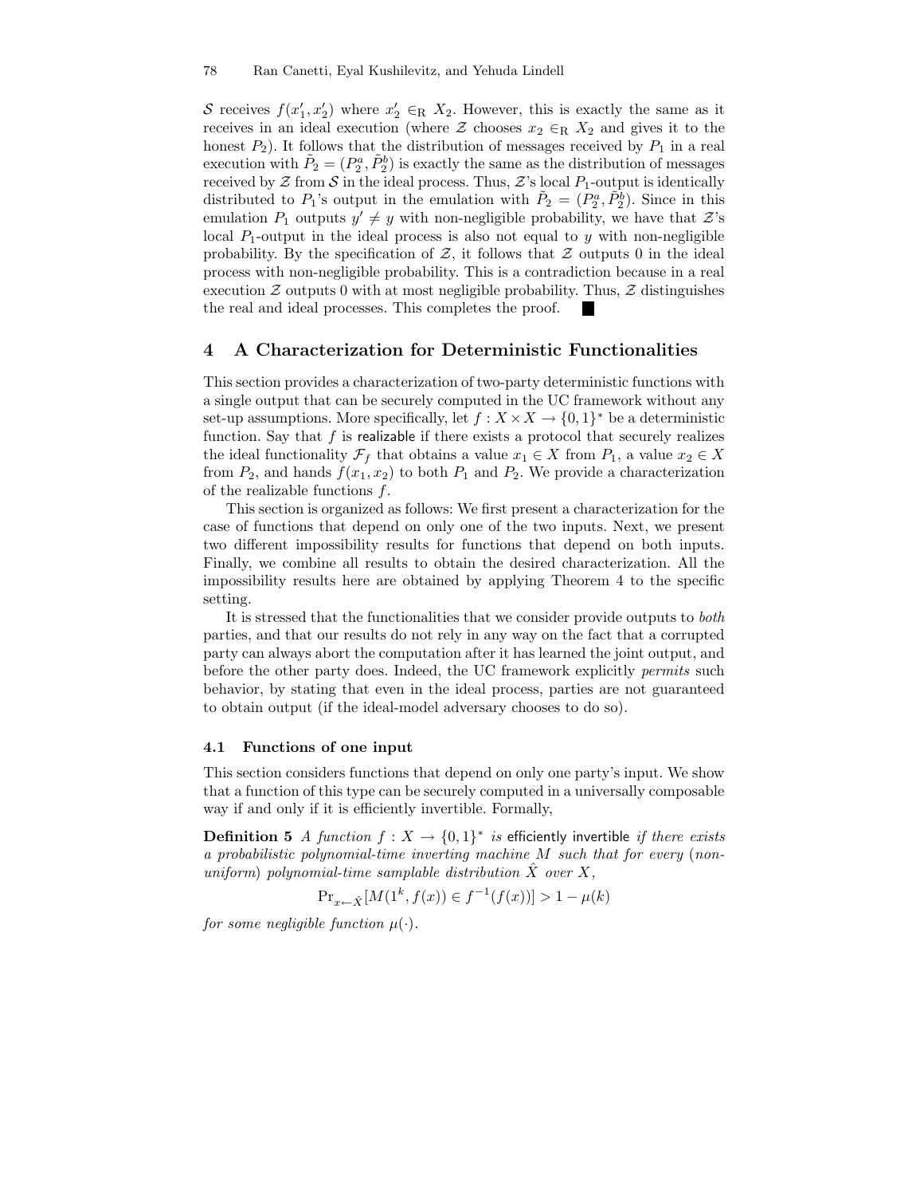$\mathcal{S}$ receives $f(x_1', x_2')$ where $x_2' \in_R X_2$. However, this is exactly the same as it receives in an ideal execution (where $\mathcal{Z}$ chooses $x_2 \in_R X_2$ and gives it to the honest $P_2$). It follows that the distribution of messages received by $P_1$ in a real execution with $\tilde{P}_2 = (P_2^a, \tilde{P}_2^b)$ is exactly the same as the distribution of messages received by $\mathcal{Z}$ from $\mathcal{S}$ in the ideal process. Thus, $\mathcal{Z}$'s local $P_1$-output is identically distributed to $P_1$'s output in the emulation with $\tilde{P}_2 = (P_2^a, \tilde{P}_2^b)$. Since in this emulation $P_1$ outputs $y' \neq y$ with non-negligible probability, we have that $\mathcal{Z}$'s local $P_1$-output in the ideal process is also not equal to $y$ with non-negligible probability. By the specification of $\mathcal{Z}$, it follows that $\mathcal{Z}$ outputs 0 in the ideal process with non-negligible probability. This is a contradiction because in a real execution $\mathcal{Z}$ outputs 0 with at most negligible probability. Thus, $\mathcal{Z}$ distinguishes the real and ideal processes. This completes the proof. ■

## 4 A Characterization for Deterministic Functionalities

This section provides a characterization of two-party deterministic functions with a single output that can be securely computed in the UC framework without any set-up assumptions. More specifically, let $f : X \times X \rightarrow \{0,1\}^*$ be a deterministic function. Say that $f$ is realizable if there exists a protocol that securely realizes the ideal functionality $\mathcal{F}_f$ that obtains a value $x_1 \in X$ from $P_1$, a value $x_2 \in X$ from $P_2$, and hands $f(x_1, x_2)$ to both $P_1$ and $P_2$. We provide a characterization of the realizable functions $f$.

This section is organized as follows: We first present a characterization for the case of functions that depend on only one of the two inputs. Next, we present two different impossibility results for functions that depend on both inputs. Finally, we combine all results to obtain the desired characterization. All the impossibility results here are obtained by applying Theorem 4 to the specific setting.

It is stressed that the functionalities that we consider provide outputs to *both* parties, and that our results do not rely in any way on the fact that a corrupted party can always abort the computation after it has learned the joint output, and before the other party does. Indeed, the UC framework explicitly *permits* such behavior, by stating that even in the ideal process, parties are not guaranteed to obtain output (if the ideal-model adversary chooses to do so).

### 4.1 Functions of one input

This section considers functions that depend on only one party's input. We show that a function of this type can be securely computed in a universally composable way if and only if it is efficiently invertible. Formally,

**Definition 5** *A function $f : X \rightarrow \{0,1\}^*$ is* efficiently invertible *if there exists a probabilistic polynomial-time inverting machine $M$ such that for every (non-uniform) polynomial-time samplable distribution $\hat{X}$ over $X$,*

$$\Pr_{x \leftarrow \hat{X}}[M(1^k, f(x)) \in f^{-1}(f(x))] > 1 - \mu(k)$$

*for some negligible function $\mu(\cdot)$.*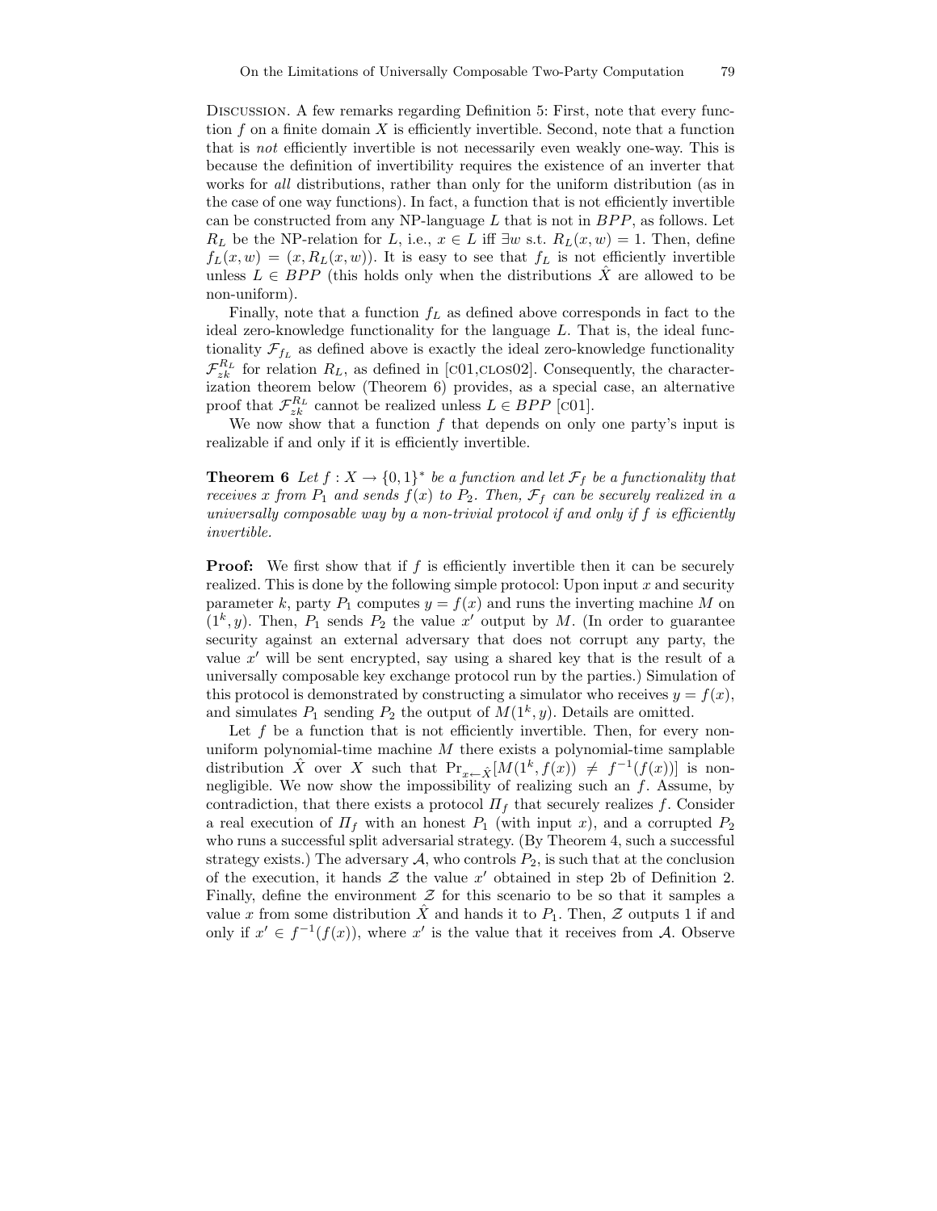Discussion. A few remarks regarding Definition 5: First, note that every function $f$ on a finite domain $X$ is efficiently invertible. Second, note that a function that is *not* efficiently invertible is not necessarily even weakly one-way. This is because the definition of invertibility requires the existence of an inverter that works for *all* distributions, rather than only for the uniform distribution (as in the case of one way functions). In fact, a function that is not efficiently invertible can be constructed from any NP-language $L$ that is not in $BPP$, as follows. Let $R_L$ be the NP-relation for $L$, i.e., $x \in L$ iff $\exists w$ s.t. $R_L(x, w) = 1$. Then, define $f_L(x, w) = (x, R_L(x, w))$. It is easy to see that $f_L$ is not efficiently invertible unless $L \in BPP$ (this holds only when the distributions $\hat{X}$ are allowed to be non-uniform).

Finally, note that a function $f_L$ as defined above corresponds in fact to the ideal zero-knowledge functionality for the language $L$. That is, the ideal functionality $\mathcal{F}_{f_L}$ as defined above is exactly the ideal zero-knowledge functionality $\mathcal{F}_{zk}^{R_L}$ for relation $R_L$, as defined in [c01,clos02]. Consequently, the characterization theorem below (Theorem 6) provides, as a special case, an alternative proof that $\mathcal{F}_{zk}^{R_L}$ cannot be realized unless $L \in BPP$ [c01].

We now show that a function $f$ that depends on only one party's input is realizable if and only if it is efficiently invertible.

**Theorem 6** *Let $f : X \to \{0,1\}^*$ be a function and let $\mathcal{F}_f$ be a functionality that receives $x$ from $P_1$ and sends $f(x)$ to $P_2$. Then, $\mathcal{F}_f$ can be securely realized in a universally composable way by a non-trivial protocol if and only if $f$ is efficiently invertible.*

**Proof:** We first show that if $f$ is efficiently invertible then it can be securely realized. This is done by the following simple protocol: Upon input $x$ and security parameter $k$, party $P_1$ computes $y = f(x)$ and runs the inverting machine $M$ on $(1^k, y)$. Then, $P_1$ sends $P_2$ the value $x'$ output by $M$. (In order to guarantee security against an external adversary that does not corrupt any party, the value $x'$ will be sent encrypted, say using a shared key that is the result of a universally composable key exchange protocol run by the parties.) Simulation of this protocol is demonstrated by constructing a simulator who receives $y = f(x)$, and simulates $P_1$ sending $P_2$ the output of $M(1^k, y)$. Details are omitted.

Let $f$ be a function that is not efficiently invertible. Then, for every non-uniform polynomial-time machine $M$ there exists a polynomial-time samplable distribution $\hat{X}$ over $X$ such that $\Pr_{x \leftarrow \hat{X}}[M(1^k, f(x)) \neq f^{-1}(f(x))]$ is non-negligible. We now show the impossibility of realizing such an $f$. Assume, by contradiction, that there exists a protocol $\Pi_f$ that securely realizes $f$. Consider a real execution of $\Pi_f$ with an honest $P_1$ (with input $x$), and a corrupted $P_2$ who runs a successful split adversarial strategy. (By Theorem 4, such a successful strategy exists.) The adversary $\mathcal{A}$, who controls $P_2$, is such that at the conclusion of the execution, it hands $\mathcal{Z}$ the value $x'$ obtained in step 2b of Definition 2. Finally, define the environment $\mathcal{Z}$ for this scenario to be so that it samples a value $x$ from some distribution $\hat{X}$ and hands it to $P_1$. Then, $\mathcal{Z}$ outputs 1 if and only if $x' \in f^{-1}(f(x))$, where $x'$ is the value that it receives from $\mathcal{A}$. Observe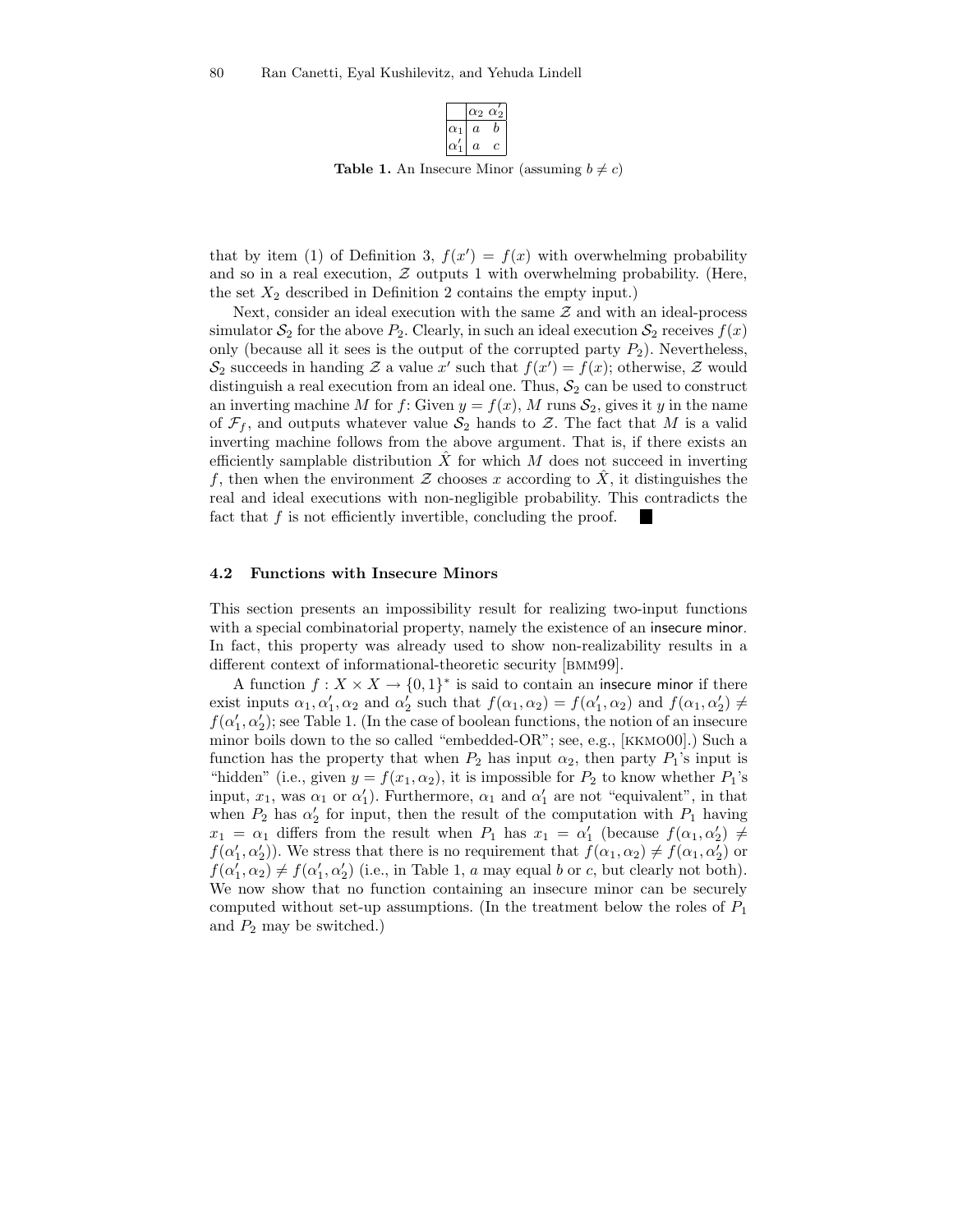| | $\alpha_2$ | $\alpha'_2$ |
|---|---|---|
| $\alpha_1$ | $a$ | $b$ |
| $\alpha'_1$ | $a$ | $c$ |

**Table 1.** An Insecure Minor (assuming $b \neq c$)

that by item (1) of Definition 3, $f(x') = f(x)$ with overwhelming probability and so in a real execution, $\mathcal{Z}$ outputs 1 with overwhelming probability. (Here, the set $X_2$ described in Definition 2 contains the empty input.)

Next, consider an ideal execution with the same $\mathcal{Z}$ and with an ideal-process simulator $\mathcal{S}_2$ for the above $P_2$. Clearly, in such an ideal execution $\mathcal{S}_2$ receives $f(x)$ only (because all it sees is the output of the corrupted party $P_2$). Nevertheless, $\mathcal{S}_2$ succeeds in handing $\mathcal{Z}$ a value $x'$ such that $f(x') = f(x)$; otherwise, $\mathcal{Z}$ would distinguish a real execution from an ideal one. Thus, $\mathcal{S}_2$ can be used to construct an inverting machine $M$ for $f$: Given $y = f(x)$, $M$ runs $\mathcal{S}_2$, gives it $y$ in the name of $\mathcal{F}_f$, and outputs whatever value $\mathcal{S}_2$ hands to $\mathcal{Z}$. The fact that $M$ is a valid inverting machine follows from the above argument. That is, if there exists an efficiently samplable distribution $\hat{X}$ for which $M$ does not succeed in inverting $f$, then when the environment $\mathcal{Z}$ chooses $x$ according to $\hat{X}$, it distinguishes the real and ideal executions with non-negligible probability. This contradicts the fact that $f$ is not efficiently invertible, concluding the proof. ■

### 4.2 Functions with Insecure Minors

This section presents an impossibility result for realizing two-input functions with a special combinatorial property, namely the existence of an insecure minor. In fact, this property was already used to show non-realizability results in a different context of informational-theoretic security [BMM99].

A function $f : X \times X \rightarrow \{0,1\}^*$ is said to contain an insecure minor if there exist inputs $\alpha_1, \alpha'_1, \alpha_2$ and $\alpha'_2$ such that $f(\alpha_1, \alpha_2) = f(\alpha'_1, \alpha_2)$ and $f(\alpha_1, \alpha'_2) \neq f(\alpha'_1, \alpha'_2)$; see Table 1. (In the case of boolean functions, the notion of an insecure minor boils down to the so called "embedded-OR"; see, e.g., [KKMO00].) Such a function has the property that when $P_2$ has input $\alpha_2$, then party $P_1$'s input is "hidden" (i.e., given $y = f(x_1, \alpha_2)$, it is impossible for $P_2$ to know whether $P_1$'s input, $x_1$, was $\alpha_1$ or $\alpha'_1$). Furthermore, $\alpha_1$ and $\alpha'_1$ are not "equivalent", in that when $P_2$ has $\alpha'_2$ for input, then the result of the computation with $P_1$ having $x_1 = \alpha_1$ differs from the result when $P_1$ has $x_1 = \alpha'_1$ (because $f(\alpha_1, \alpha'_2) \neq f(\alpha'_1, \alpha'_2)$). We stress that there is no requirement that $f(\alpha_1, \alpha_2) \neq f(\alpha_1, \alpha'_2)$ or $f(\alpha'_1, \alpha_2) \neq f(\alpha'_1, \alpha'_2)$ (i.e., in Table 1, $a$ may equal $b$ or $c$, but clearly not both). We now show that no function containing an insecure minor can be securely computed without set-up assumptions. (In the treatment below the roles of $P_1$ and $P_2$ may be switched.)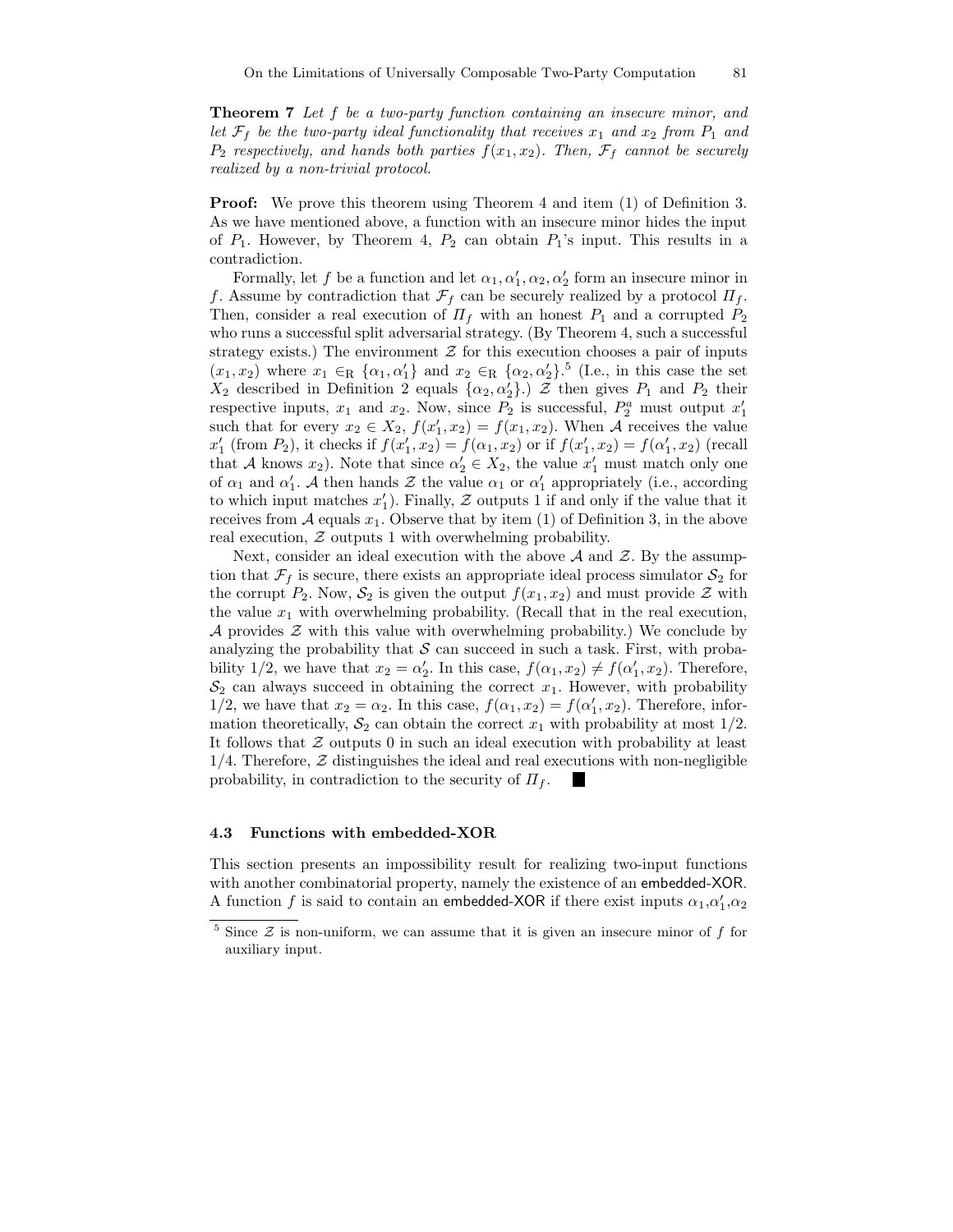**Theorem 7** *Let $f$ be a two-party function containing an insecure minor, and let $\mathcal{F}_f$ be the two-party ideal functionality that receives $x_1$ and $x_2$ from $P_1$ and $P_2$ respectively, and hands both parties $f(x_1, x_2)$. Then, $\mathcal{F}_f$ cannot be securely realized by a non-trivial protocol.*

**Proof:** We prove this theorem using Theorem 4 and item (1) of Definition 3. As we have mentioned above, a function with an insecure minor hides the input of $P_1$. However, by Theorem 4, $P_2$ can obtain $P_1$'s input. This results in a contradiction.

Formally, let $f$ be a function and let $\alpha_1, \alpha_1', \alpha_2, \alpha_2'$ form an insecure minor in $f$. Assume by contradiction that $\mathcal{F}_f$ can be securely realized by a protocol $\Pi_f$. Then, consider a real execution of $\Pi_f$ with an honest $P_1$ and a corrupted $P_2$ who runs a successful split adversarial strategy. (By Theorem 4, such a successful strategy exists.) The environment $\mathcal{Z}$ for this execution chooses a pair of inputs $(x_1, x_2)$ where $x_1 \in_R \{\alpha_1, \alpha_1'\}$ and $x_2 \in_R \{\alpha_2, \alpha_2'\}$.[5] (I.e., in this case the set $X_2$ described in Definition 2 equals $\{\alpha_2, \alpha_2'\}$.) $\mathcal{Z}$ then gives $P_1$ and $P_2$ their respective inputs, $x_1$ and $x_2$. Now, since $P_2$ is successful, $P_2^a$ must output $x_1'$ such that for every $x_2 \in X_2$, $f(x_1', x_2) = f(x_1, x_2)$. When $\mathcal{A}$ receives the value $x_1'$ (from $P_2$), it checks if $f(x_1', x_2) = f(\alpha_1, x_2)$ or if $f(x_1', x_2) = f(\alpha_1', x_2)$ (recall that $\mathcal{A}$ knows $x_2$). Note that since $\alpha_2' \in X_2$, the value $x_1'$ must match only one of $\alpha_1$ and $\alpha_1'$. $\mathcal{A}$ then hands $\mathcal{Z}$ the value $\alpha_1$ or $\alpha_1'$ appropriately (i.e., according to which input matches $x_1'$). Finally, $\mathcal{Z}$ outputs 1 if and only if the value that it receives from $\mathcal{A}$ equals $x_1$. Observe that by item (1) of Definition 3, in the above real execution, $\mathcal{Z}$ outputs 1 with overwhelming probability.

Next, consider an ideal execution with the above $\mathcal{A}$ and $\mathcal{Z}$. By the assumption that $\mathcal{F}_f$ is secure, there exists an appropriate ideal process simulator $\mathcal{S}_2$ for the corrupt $P_2$. Now, $\mathcal{S}_2$ is given the output $f(x_1, x_2)$ and must provide $\mathcal{Z}$ with the value $x_1$ with overwhelming probability. (Recall that in the real execution, $\mathcal{A}$ provides $\mathcal{Z}$ with this value with overwhelming probability.) We conclude by analyzing the probability that $\mathcal{S}$ can succeed in such a task. First, with probability 1/2, we have that $x_2 = \alpha_2'$. In this case, $f(\alpha_1, x_2) \neq f(\alpha_1', x_2)$. Therefore, $\mathcal{S}_2$ can always succeed in obtaining the correct $x_1$. However, with probability 1/2, we have that $x_2 = \alpha_2$. In this case, $f(\alpha_1, x_2) = f(\alpha_1', x_2)$. Therefore, information theoretically, $\mathcal{S}_2$ can obtain the correct $x_1$ with probability at most 1/2. It follows that $\mathcal{Z}$ outputs 0 in such an ideal execution with probability at least 1/4. Therefore, $\mathcal{Z}$ distinguishes the ideal and real executions with non-negligible probability, in contradiction to the security of $\Pi_f$. ∎

### 4.3 Functions with embedded-XOR

This section presents an impossibility result for realizing two-input functions with another combinatorial property, namely the existence of an embedded-XOR. A function $f$ is said to contain an embedded-XOR if there exist inputs $\alpha_1$,$\alpha_1'$,$\alpha_2$

[5] Since $\mathcal{Z}$ is non-uniform, we can assume that it is given an insecure minor of $f$ for auxiliary input.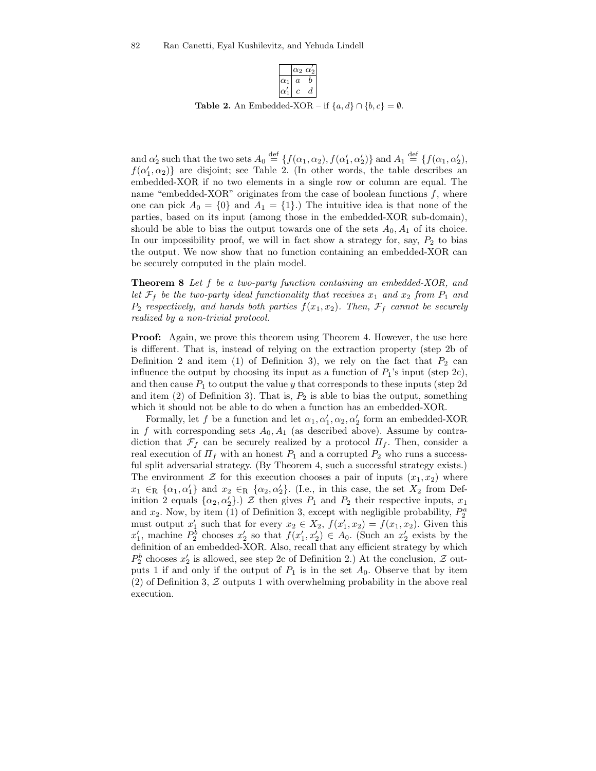|  | $\alpha_2$ | $\alpha'_2$ |
|---|---|---|
| $\alpha_1$ | $a$ | $b$ |
| $\alpha'_1$ | $c$ | $d$ |

**Table 2.** An Embedded-XOR – if $\{a, d\} \cap \{b, c\} = \emptyset$.

and $\alpha'_2$ such that the two sets $A_0 \stackrel{\text{def}}{=} \{f(\alpha_1, \alpha_2), f(\alpha'_1, \alpha'_2)\}$ and $A_1 \stackrel{\text{def}}{=} \{f(\alpha_1, \alpha'_2), f(\alpha'_1, \alpha_2)\}$ are disjoint; see Table 2. (In other words, the table describes an embedded-XOR if no two elements in a single row or column are equal. The name "embedded-XOR" originates from the case of boolean functions $f$, where one can pick $A_0 = \{0\}$ and $A_1 = \{1\}$.) The intuitive idea is that none of the parties, based on its input (among those in the embedded-XOR sub-domain), should be able to bias the output towards one of the sets $A_0, A_1$ of its choice. In our impossibility proof, we will in fact show a strategy for, say, $P_2$ to bias the output. We now show that no function containing an embedded-XOR can be securely computed in the plain model.

**Theorem 8** *Let $f$ be a two-party function containing an embedded-XOR, and let $\mathcal{F}_f$ be the two-party ideal functionality that receives $x_1$ and $x_2$ from $P_1$ and $P_2$ respectively, and hands both parties $f(x_1, x_2)$. Then, $\mathcal{F}_f$ cannot be securely realized by a non-trivial protocol.*

**Proof:** Again, we prove this theorem using Theorem 4. However, the use here is different. That is, instead of relying on the extraction property (step 2b of Definition 2 and item (1) of Definition 3), we rely on the fact that $P_2$ can influence the output by choosing its input as a function of $P_1$'s input (step 2c), and then cause $P_1$ to output the value $y$ that corresponds to these inputs (step 2d and item (2) of Definition 3). That is, $P_2$ is able to bias the output, something which it should not be able to do when a function has an embedded-XOR.

Formally, let $f$ be a function and let $\alpha_1, \alpha'_1, \alpha_2, \alpha'_2$ form an embedded-XOR in $f$ with corresponding sets $A_0, A_1$ (as described above). Assume by contradiction that $\mathcal{F}_f$ can be securely realized by a protocol $\Pi_f$. Then, consider a real execution of $\Pi_f$ with an honest $P_1$ and a corrupted $P_2$ who runs a successful split adversarial strategy. (By Theorem 4, such a successful strategy exists.) The environment $\mathcal{Z}$ for this execution chooses a pair of inputs $(x_1, x_2)$ where $x_1 \in_{\text{R}} \{\alpha_1, \alpha'_1\}$ and $x_2 \in_{\text{R}} \{\alpha_2, \alpha'_2\}$. (I.e., in this case, the set $X_2$ from Definition 2 equals $\{\alpha_2, \alpha'_2\}$.) $\mathcal{Z}$ then gives $P_1$ and $P_2$ their respective inputs, $x_1$ and $x_2$. Now, by item (1) of Definition 3, except with negligible probability, $P_2^a$ must output $x'_1$ such that for every $x_2 \in X_2$, $f(x'_1, x_2) = f(x_1, x_2)$. Given this $x'_1$, machine $P_2^b$ chooses $x'_2$ so that $f(x'_1, x'_2) \in A_0$. (Such an $x'_2$ exists by the definition of an embedded-XOR. Also, recall that any efficient strategy by which $P_2^b$ chooses $x'_2$ is allowed, see step 2c of Definition 2.) At the conclusion, $\mathcal{Z}$ outputs 1 if and only if the output of $P_1$ is in the set $A_0$. Observe that by item (2) of Definition 3, $\mathcal{Z}$ outputs 1 with overwhelming probability in the above real execution.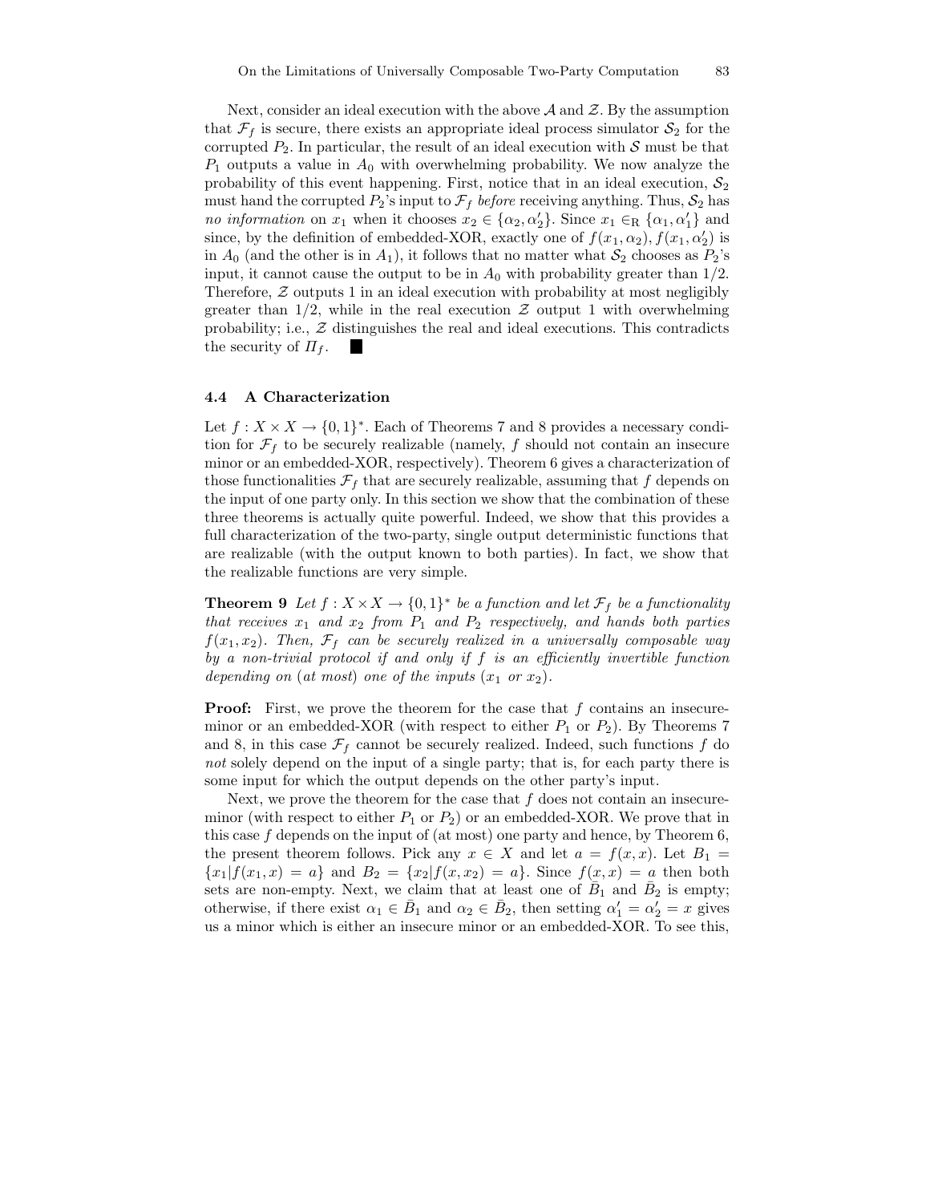Next, consider an ideal execution with the above $\mathcal{A}$ and $\mathcal{Z}$. By the assumption that $\mathcal{F}_f$ is secure, there exists an appropriate ideal process simulator $\mathcal{S}_2$ for the corrupted $P_2$. In particular, the result of an ideal execution with $\mathcal{S}$ must be that $P_1$ outputs a value in $A_0$ with overwhelming probability. We now analyze the probability of this event happening. First, notice that in an ideal execution, $\mathcal{S}_2$ must hand the corrupted $P_2$'s input to $\mathcal{F}_f$ *before* receiving anything. Thus, $\mathcal{S}_2$ has *no information* on $x_1$ when it chooses $x_2 \in \{\alpha_2, \alpha'_2\}$. Since $x_1 \in_{\rm R} \{\alpha_1, \alpha'_1\}$ and since, by the definition of embedded-XOR, exactly one of $f(x_1, \alpha_2), f(x_1, \alpha'_2)$ is in $A_0$ (and the other is in $A_1$), it follows that no matter what $\mathcal{S}_2$ chooses as $P_2$'s input, it cannot cause the output to be in $A_0$ with probability greater than 1/2. Therefore, $\mathcal{Z}$ outputs 1 in an ideal execution with probability at most negligibly greater than 1/2, while in the real execution $\mathcal{Z}$ output 1 with overwhelming probability; i.e., $\mathcal{Z}$ distinguishes the real and ideal executions. This contradicts the security of $\Pi_f$. ■

### 4.4 A Characterization

Let $f : X \times X \to \{0,1\}^*$. Each of Theorems 7 and 8 provides a necessary condition for $\mathcal{F}_f$ to be securely realizable (namely, $f$ should not contain an insecure minor or an embedded-XOR, respectively). Theorem 6 gives a characterization of those functionalities $\mathcal{F}_f$ that are securely realizable, assuming that $f$ depends on the input of one party only. In this section we show that the combination of these three theorems is actually quite powerful. Indeed, we show that this provides a full characterization of the two-party, single output deterministic functions that are realizable (with the output known to both parties). In fact, we show that the realizable functions are very simple.

**Theorem 9** *Let $f : X \times X \to \{0,1\}^*$ be a function and let $\mathcal{F}_f$ be a functionality that receives $x_1$ and $x_2$ from $P_1$ and $P_2$ respectively, and hands both parties $f(x_1, x_2)$. Then, $\mathcal{F}_f$ can be securely realized in a universally composable way by a non-trivial protocol if and only if $f$ is an efficiently invertible function depending on (at most) one of the inputs ($x_1$ or $x_2$).*

**Proof:** First, we prove the theorem for the case that $f$ contains an insecure-minor or an embedded-XOR (with respect to either $P_1$ or $P_2$). By Theorems 7 and 8, in this case $\mathcal{F}_f$ cannot be securely realized. Indeed, such functions $f$ do *not* solely depend on the input of a single party; that is, for each party there is some input for which the output depends on the other party's input.

Next, we prove the theorem for the case that $f$ does not contain an insecure-minor (with respect to either $P_1$ or $P_2$) or an embedded-XOR. We prove that in this case $f$ depends on the input of (at most) one party and hence, by Theorem 6, the present theorem follows. Pick any $x \in X$ and let $a = f(x,x)$. Let $B_1 = \{x_1 | f(x_1, x) = a\}$ and $B_2 = \{x_2 | f(x, x_2) = a\}$. Since $f(x,x) = a$ then both sets are non-empty. Next, we claim that at least one of $\bar{B}_1$ and $\bar{B}_2$ is empty; otherwise, if there exist $\alpha_1 \in \bar{B}_1$ and $\alpha_2 \in \bar{B}_2$, then setting $\alpha'_1 = \alpha'_2 = x$ gives us a minor which is either an insecure minor or an embedded-XOR. To see this,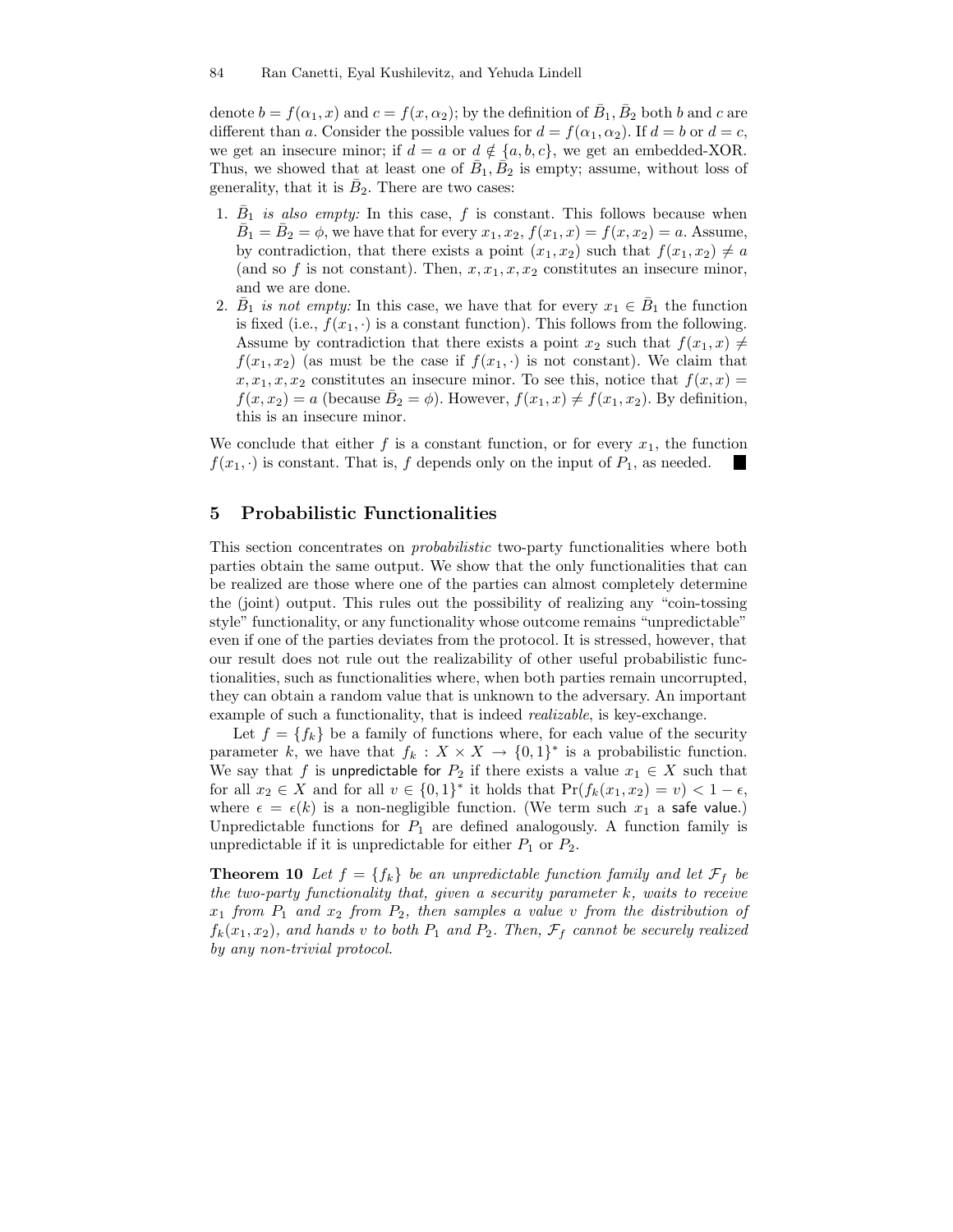denote $b = f(\alpha_1, x)$ and $c = f(x, \alpha_2)$; by the definition of $\bar{B}_1, \bar{B}_2$ both $b$ and $c$ are different than $a$. Consider the possible values for $d = f(\alpha_1, \alpha_2)$. If $d = b$ or $d = c$, we get an insecure minor; if $d = a$ or $d \notin \{a, b, c\}$, we get an embedded-XOR. Thus, we showed that at least one of $\bar{B}_1, \bar{B}_2$ is empty; assume, without loss of generality, that it is $\bar{B}_2$. There are two cases:

1. $\bar{B}_1$ *is also empty:* In this case, $f$ is constant. This follows because when $\bar{B}_1 = \bar{B}_2 = \phi$, we have that for every $x_1, x_2$, $f(x_1, x) = f(x, x_2) = a$. Assume, by contradiction, that there exists a point $(x_1, x_2)$ such that $f(x_1, x_2) \neq a$ (and so $f$ is not constant). Then, $x, x_1, x, x_2$ constitutes an insecure minor, and we are done.
2. $\bar{B}_1$ *is not empty:* In this case, we have that for every $x_1 \in \bar{B}_1$ the function is fixed (i.e., $f(x_1, \cdot)$ is a constant function). This follows from the following. Assume by contradiction that there exists a point $x_2$ such that $f(x_1, x) \neq f(x_1, x_2)$ (as must be the case if $f(x_1, \cdot)$ is not constant). We claim that $x, x_1, x, x_2$ constitutes an insecure minor. To see this, notice that $f(x, x) = f(x, x_2) = a$ (because $\bar{B}_2 = \phi$). However, $f(x_1, x) \neq f(x_1, x_2)$. By definition, this is an insecure minor.

We conclude that either $f$ is a constant function, or for every $x_1$, the function $f(x_1, \cdot)$ is constant. That is, $f$ depends only on the input of $P_1$, as needed. ∎

## 5 Probabilistic Functionalities

This section concentrates on *probabilistic* two-party functionalities where both parties obtain the same output. We show that the only functionalities that can be realized are those where one of the parties can almost completely determine the (joint) output. This rules out the possibility of realizing any "coin-tossing style" functionality, or any functionality whose outcome remains "unpredictable" even if one of the parties deviates from the protocol. It is stressed, however, that our result does not rule out the realizability of other useful probabilistic functionalities, such as functionalities where, when both parties remain uncorrupted, they can obtain a random value that is unknown to the adversary. An important example of such a functionality, that is indeed *realizable*, is key-exchange.

Let $f = \{f_k\}$ be a family of functions where, for each value of the security parameter $k$, we have that $f_k : X \times X \rightarrow \{0,1\}^*$ is a probabilistic function. We say that $f$ is unpredictable for $P_2$ if there exists a value $x_1 \in X$ such that for all $x_2 \in X$ and for all $v \in \{0,1\}^*$ it holds that $\Pr(f_k(x_1, x_2) = v) < 1 - \epsilon$, where $\epsilon = \epsilon(k)$ is a non-negligible function. (We term such $x_1$ a safe value.) Unpredictable functions for $P_1$ are defined analogously. A function family is unpredictable if it is unpredictable for either $P_1$ or $P_2$.

**Theorem 10** *Let $f = \{f_k\}$ be an unpredictable function family and let $\mathcal{F}_f$ be the two-party functionality that, given a security parameter $k$, waits to receive $x_1$ from $P_1$ and $x_2$ from $P_2$, then samples a value $v$ from the distribution of $f_k(x_1, x_2)$, and hands $v$ to both $P_1$ and $P_2$. Then, $\mathcal{F}_f$ cannot be securely realized by any non-trivial protocol.*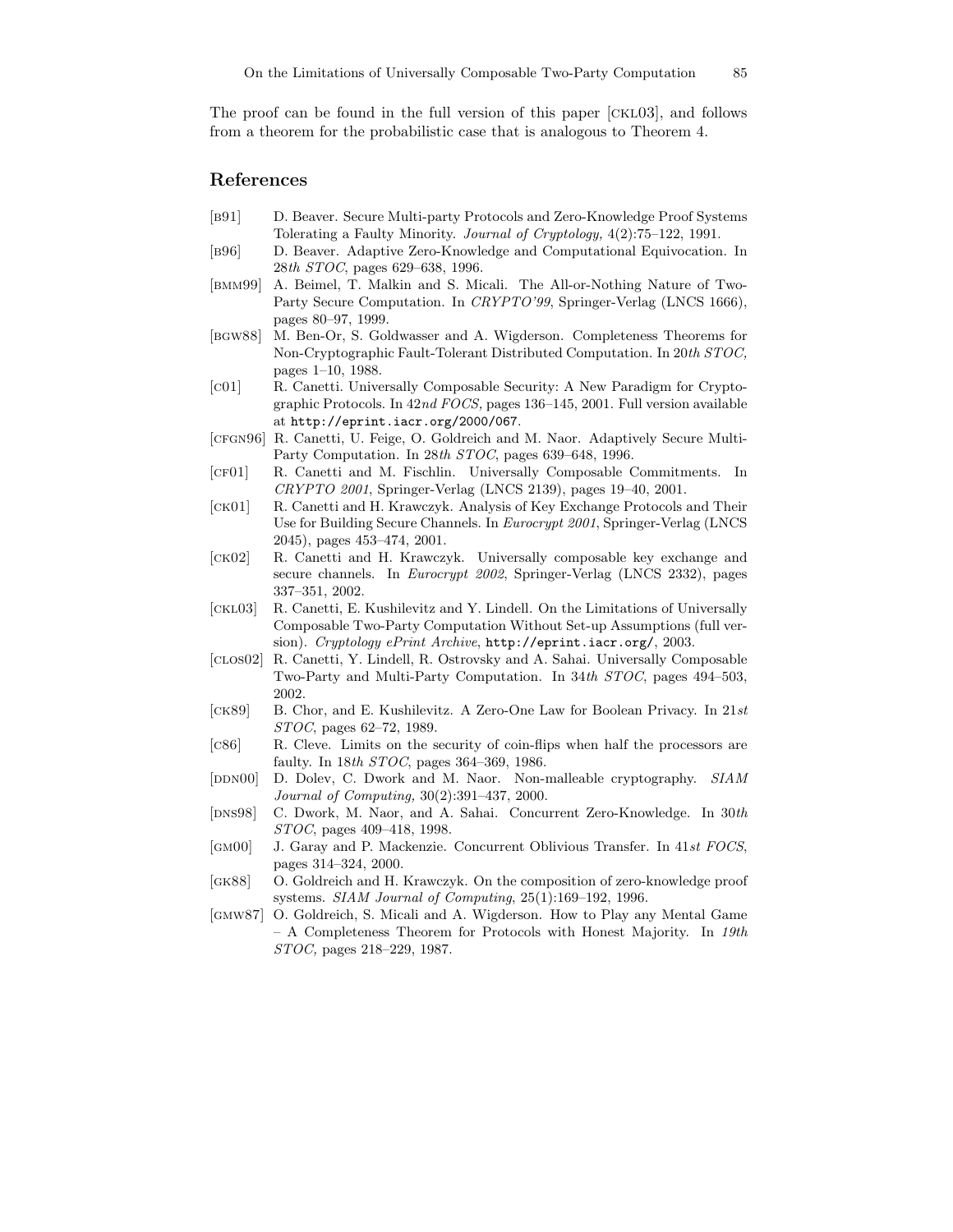The proof can be found in the full version of this paper [CKL03], and follows from a theorem for the probabilistic case that is analogous to Theorem 4.

## References

[B91] D. Beaver. Secure Multi-party Protocols and Zero-Knowledge Proof Systems Tolerating a Faulty Minority. *Journal of Cryptology,* 4(2):75–122, 1991.

[B96] D. Beaver. Adaptive Zero-Knowledge and Computational Equivocation. In 28*th STOC*, pages 629–638, 1996.

[BMM99] A. Beimel, T. Malkin and S. Micali. The All-or-Nothing Nature of Two-Party Secure Computation. In *CRYPTO'99*, Springer-Verlag (LNCS 1666), pages 80–97, 1999.

[BGW88] M. Ben-Or, S. Goldwasser and A. Wigderson. Completeness Theorems for Non-Cryptographic Fault-Tolerant Distributed Computation. In 20*th STOC,* pages 1–10, 1988.

[C01] R. Canetti. Universally Composable Security: A New Paradigm for Cryptographic Protocols. In 42*nd FOCS,* pages 136–145, 2001. Full version available at `http://eprint.iacr.org/2000/067`.

[CFGN96] R. Canetti, U. Feige, O. Goldreich and M. Naor. Adaptively Secure Multi-Party Computation. In 28*th STOC*, pages 639–648, 1996.

[CF01] R. Canetti and M. Fischlin. Universally Composable Commitments. In *CRYPTO 2001*, Springer-Verlag (LNCS 2139), pages 19–40, 2001.

[CK01] R. Canetti and H. Krawczyk. Analysis of Key Exchange Protocols and Their Use for Building Secure Channels. In *Eurocrypt 2001*, Springer-Verlag (LNCS 2045), pages 453–474, 2001.

[CK02] R. Canetti and H. Krawczyk. Universally composable key exchange and secure channels. In *Eurocrypt 2002*, Springer-Verlag (LNCS 2332), pages 337–351, 2002.

[CKL03] R. Canetti, E. Kushilevitz and Y. Lindell. On the Limitations of Universally Composable Two-Party Computation Without Set-up Assumptions (full version). *Cryptology ePrint Archive*, `http://eprint.iacr.org/`, 2003.

[CLOS02] R. Canetti, Y. Lindell, R. Ostrovsky and A. Sahai. Universally Composable Two-Party and Multi-Party Computation. In 34*th STOC*, pages 494–503, 2002.

[CK89] B. Chor, and E. Kushilevitz. A Zero-One Law for Boolean Privacy. In 21*st STOC*, pages 62–72, 1989.

[C86] R. Cleve. Limits on the security of coin-flips when half the processors are faulty. In 18*th STOC*, pages 364–369, 1986.

[DDN00] D. Dolev, C. Dwork and M. Naor. Non-malleable cryptography. *SIAM Journal of Computing,* 30(2):391–437, 2000.

[DNS98] C. Dwork, M. Naor, and A. Sahai. Concurrent Zero-Knowledge. In 30*th STOC*, pages 409–418, 1998.

[GM00] J. Garay and P. Mackenzie. Concurrent Oblivious Transfer. In 41*st FOCS*, pages 314–324, 2000.

[GK88] O. Goldreich and H. Krawczyk. On the composition of zero-knowledge proof systems. *SIAM Journal of Computing*, 25(1):169–192, 1996.

[GMW87] O. Goldreich, S. Micali and A. Wigderson. How to Play any Mental Game – A Completeness Theorem for Protocols with Honest Majority. In *19th STOC,* pages 218–229, 1987.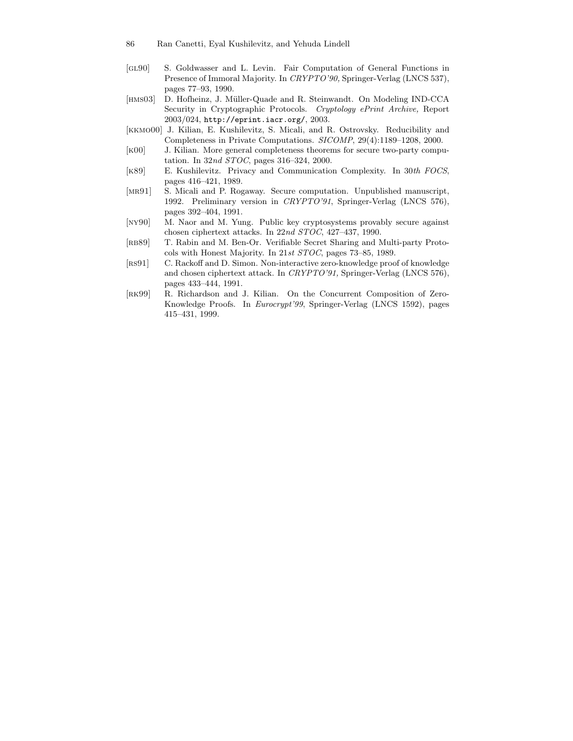[GL90] S. Goldwasser and L. Levin. Fair Computation of General Functions in Presence of Immoral Majority. In *CRYPTO'90,* Springer-Verlag (LNCS 537), pages 77–93, 1990.

[HMS03] D. Hofheinz, J. Müller-Quade and R. Steinwandt. On Modeling IND-CCA Security in Cryptographic Protocols. *Cryptology ePrint Archive,* Report 2003/024, `http://eprint.iacr.org/`, 2003.

[KKMO00] J. Kilian, E. Kushilevitz, S. Micali, and R. Ostrovsky. Reducibility and Completeness in Private Computations. *SICOMP*, 29(4):1189–1208, 2000.

[K00] J. Kilian. More general completeness theorems for secure two-party computation. In 32*nd STOC*, pages 316–324, 2000.

[K89] E. Kushilevitz. Privacy and Communication Complexity. In 30*th FOCS*, pages 416–421, 1989.

[MR91] S. Micali and P. Rogaway. Secure computation. Unpublished manuscript, 1992. Preliminary version in *CRYPTO'91*, Springer-Verlag (LNCS 576), pages 392–404, 1991.

[NY90] M. Naor and M. Yung. Public key cryptosystems provably secure against chosen ciphertext attacks. In 22*nd STOC*, 427–437, 1990.

[RB89] T. Rabin and M. Ben-Or. Verifiable Secret Sharing and Multi-party Protocols with Honest Majority. In 21*st STOC*, pages 73–85, 1989.

[RS91] C. Rackoff and D. Simon. Non-interactive zero-knowledge proof of knowledge and chosen ciphertext attack. In *CRYPTO'91,* Springer-Verlag (LNCS 576), pages 433–444, 1991.

[RK99] R. Richardson and J. Kilian. On the Concurrent Composition of Zero-Knowledge Proofs. In *Eurocrypt'99*, Springer-Verlag (LNCS 1592), pages 415–431, 1999.